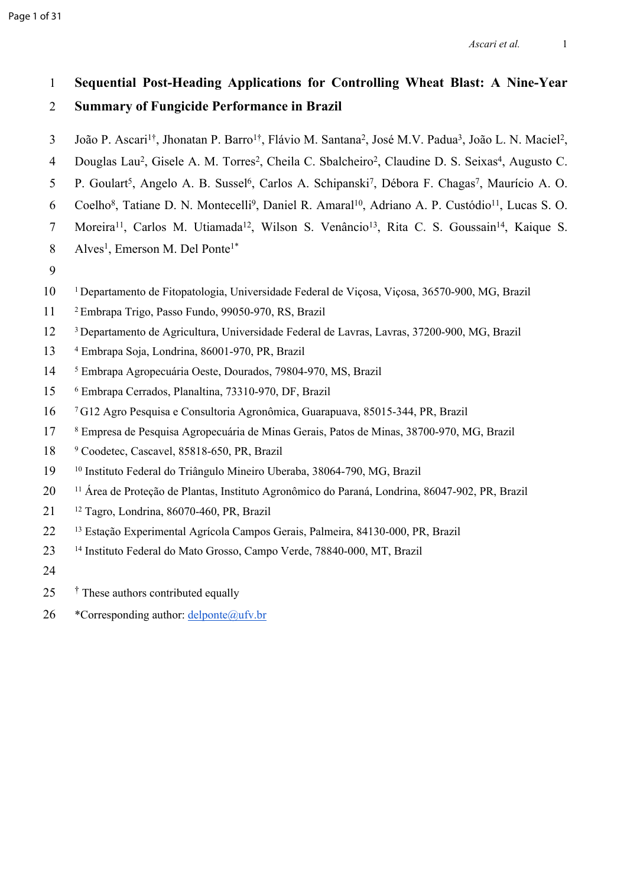# Sequential Post-Heading Applications for Controlling Wheat Blast: A Nine-Year Summary of Fungicide Performance in Brazil

João P. Ascari[1†], Jhonatan P. Barro[1†], Flávio M. Santana[2], José M.V. Padua[3], João L. N. Maciel[2], Douglas Lau[2], Gisele A. M. Torres[2], Cheila C. Sbalcheiro[2], Claudine D. S. Seixas[4], Augusto C. P. Goulart[5], Angelo A. B. Sussel[6], Carlos A. Schipanski[7], Débora F. Chagas[7], Maurício A. O. Coelho[8], Tatiane D. N. Montecelli[9], Daniel R. Amaral[10], Adriano A. P. Custódio[11], Lucas S. O. Moreira[11], Carlos M. Utiamada[12], Wilson S. Venâncio[13], Rita C. S. Goussain[14], Kaique S. Alves[1], Emerson M. Del Ponte[1*]

[1] Departamento de Fitopatologia, Universidade Federal de Viçosa, Viçosa, 36570-900, MG, Brazil

[2] Embrapa Trigo, Passo Fundo, 99050-970, RS, Brazil

[3] Departamento de Agricultura, Universidade Federal de Lavras, Lavras, 37200-900, MG, Brazil

[4] Embrapa Soja, Londrina, 86001-970, PR, Brazil

[5] Embrapa Agropecuária Oeste, Dourados, 79804-970, MS, Brazil

[6] Embrapa Cerrados, Planaltina, 73310-970, DF, Brazil

[7] G12 Agro Pesquisa e Consultoria Agronômica, Guarapuava, 85015-344, PR, Brazil

[8] Empresa de Pesquisa Agropecuária de Minas Gerais, Patos de Minas, 38700-970, MG, Brazil

[9] Coodetec, Cascavel, 85818-650, PR, Brazil

[10] Instituto Federal do Triângulo Mineiro Uberaba, 38064-790, MG, Brazil

[11] Área de Proteção de Plantas, Instituto Agronômico do Paraná, Londrina, 86047-902, PR, Brazil

[12] Tagro, Londrina, 86070-460, PR, Brazil

[13] Estação Experimental Agrícola Campos Gerais, Palmeira, 84130-000, PR, Brazil

[14] Instituto Federal do Mato Grosso, Campo Verde, 78840-000, MT, Brazil

[†] These authors contributed equally

*Corresponding author: delponte@ufv.br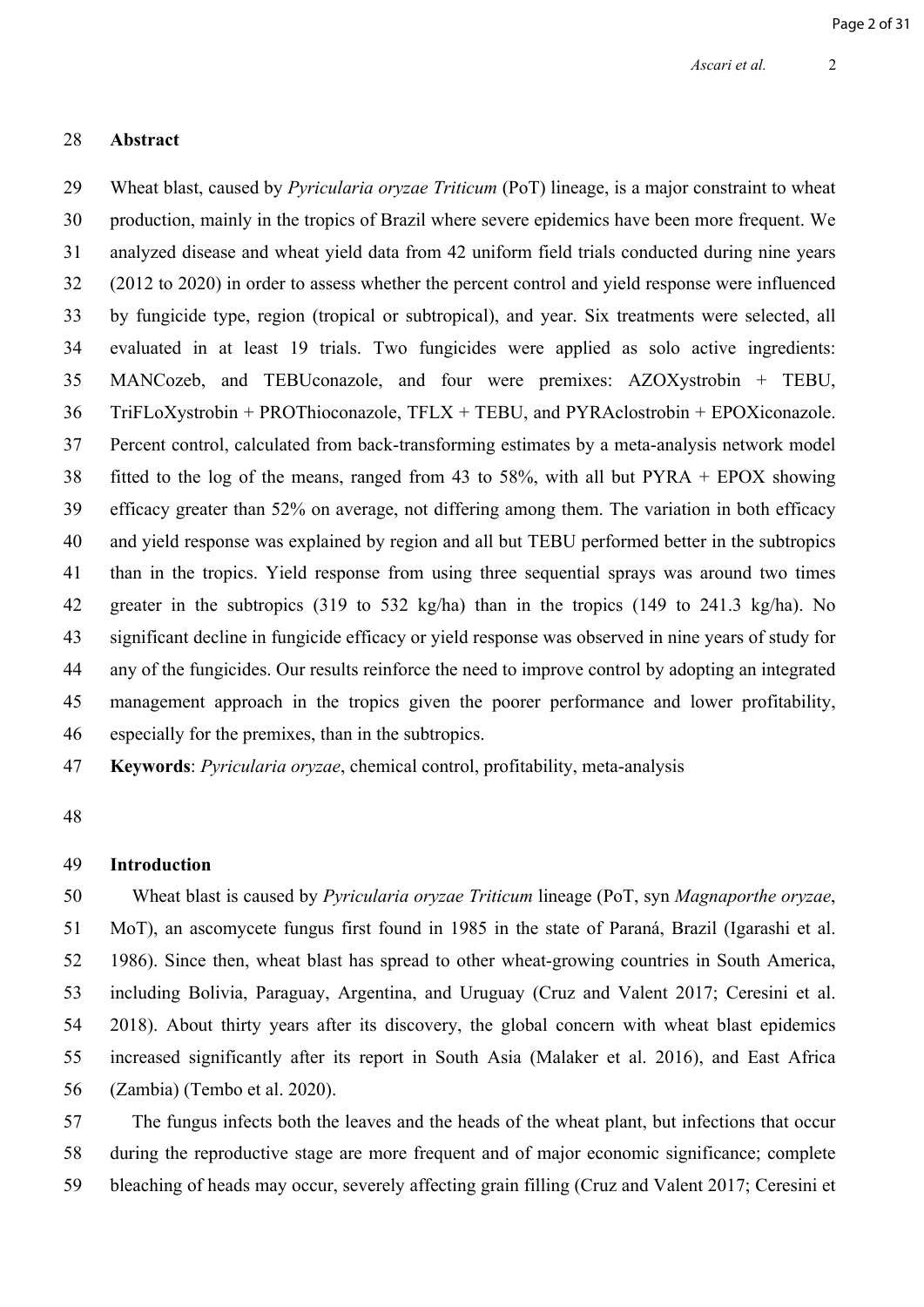## Abstract

Wheat blast, caused by *Pyricularia oryzae Triticum* (PoT) lineage, is a major constraint to wheat production, mainly in the tropics of Brazil where severe epidemics have been more frequent. We analyzed disease and wheat yield data from 42 uniform field trials conducted during nine years (2012 to 2020) in order to assess whether the percent control and yield response were influenced by fungicide type, region (tropical or subtropical), and year. Six treatments were selected, all evaluated in at least 19 trials. Two fungicides were applied as solo active ingredients: MANCozeb, and TEBUconazole, and four were premixes: AZOXystrobin + TEBU, TriFLoXystrobin + PROThioconazole, TFLX + TEBU, and PYRAclostrobin + EPOXiconazole. Percent control, calculated from back-transforming estimates by a meta-analysis network model fitted to the log of the means, ranged from 43 to 58%, with all but PYRA + EPOX showing efficacy greater than 52% on average, not differing among them. The variation in both efficacy and yield response was explained by region and all but TEBU performed better in the subtropics than in the tropics. Yield response from using three sequential sprays was around two times greater in the subtropics (319 to 532 kg/ha) than in the tropics (149 to 241.3 kg/ha). No significant decline in fungicide efficacy or yield response was observed in nine years of study for any of the fungicides. Our results reinforce the need to improve control by adopting an integrated management approach in the tropics given the poorer performance and lower profitability, especially for the premixes, than in the subtropics.

**Keywords**: *Pyricularia oryzae*, chemical control, profitability, meta-analysis

## Introduction

Wheat blast is caused by *Pyricularia oryzae Triticum* lineage (PoT, syn *Magnaporthe oryzae*, MoT), an ascomycete fungus first found in 1985 in the state of Paraná, Brazil (Igarashi et al. 1986). Since then, wheat blast has spread to other wheat-growing countries in South America, including Bolivia, Paraguay, Argentina, and Uruguay (Cruz and Valent 2017; Ceresini et al. 2018). About thirty years after its discovery, the global concern with wheat blast epidemics increased significantly after its report in South Asia (Malaker et al. 2016), and East Africa (Zambia) (Tembo et al. 2020).

The fungus infects both the leaves and the heads of the wheat plant, but infections that occur during the reproductive stage are more frequent and of major economic significance; complete bleaching of heads may occur, severely affecting grain filling (Cruz and Valent 2017; Ceresini et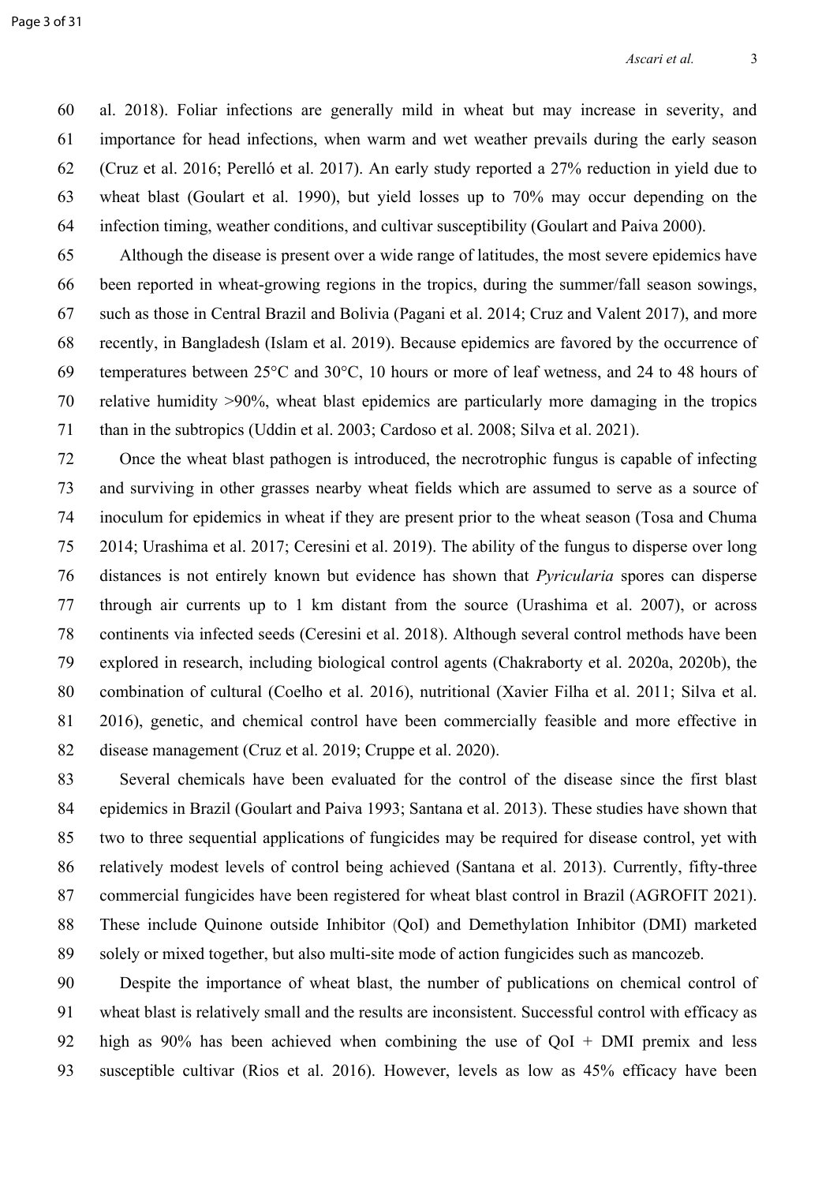al. 2018). Foliar infections are generally mild in wheat but may increase in severity, and importance for head infections, when warm and wet weather prevails during the early season (Cruz et al. 2016; Perelló et al. 2017). An early study reported a 27% reduction in yield due to wheat blast (Goulart et al. 1990), but yield losses up to 70% may occur depending on the infection timing, weather conditions, and cultivar susceptibility (Goulart and Paiva 2000).

Although the disease is present over a wide range of latitudes, the most severe epidemics have been reported in wheat-growing regions in the tropics, during the summer/fall season sowings, such as those in Central Brazil and Bolivia (Pagani et al. 2014; Cruz and Valent 2017), and more recently, in Bangladesh (Islam et al. 2019). Because epidemics are favored by the occurrence of temperatures between 25°C and 30°C, 10 hours or more of leaf wetness, and 24 to 48 hours of relative humidity >90%, wheat blast epidemics are particularly more damaging in the tropics than in the subtropics (Uddin et al. 2003; Cardoso et al. 2008; Silva et al. 2021).

Once the wheat blast pathogen is introduced, the necrotrophic fungus is capable of infecting and surviving in other grasses nearby wheat fields which are assumed to serve as a source of inoculum for epidemics in wheat if they are present prior to the wheat season (Tosa and Chuma 2014; Urashima et al. 2017; Ceresini et al. 2019). The ability of the fungus to disperse over long distances is not entirely known but evidence has shown that *Pyricularia* spores can disperse through air currents up to 1 km distant from the source (Urashima et al. 2007), or across continents via infected seeds (Ceresini et al. 2018). Although several control methods have been explored in research, including biological control agents (Chakraborty et al. 2020a, 2020b), the combination of cultural (Coelho et al. 2016), nutritional (Xavier Filha et al. 2011; Silva et al. 2016), genetic, and chemical control have been commercially feasible and more effective in disease management (Cruz et al. 2019; Cruppe et al. 2020).

Several chemicals have been evaluated for the control of the disease since the first blast epidemics in Brazil (Goulart and Paiva 1993; Santana et al. 2013). These studies have shown that two to three sequential applications of fungicides may be required for disease control, yet with relatively modest levels of control being achieved (Santana et al. 2013). Currently, fifty-three commercial fungicides have been registered for wheat blast control in Brazil (AGROFIT 2021). These include Quinone outside Inhibitor (QoI) and Demethylation Inhibitor (DMI) marketed solely or mixed together, but also multi-site mode of action fungicides such as mancozeb.

Despite the importance of wheat blast, the number of publications on chemical control of wheat blast is relatively small and the results are inconsistent. Successful control with efficacy as high as 90% has been achieved when combining the use of QoI + DMI premix and less susceptible cultivar (Rios et al. 2016). However, levels as low as 45% efficacy have been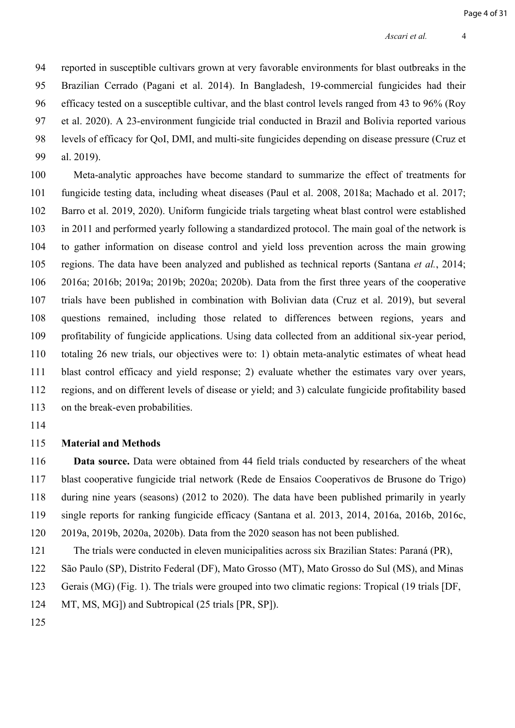reported in susceptible cultivars grown at very favorable environments for blast outbreaks in the Brazilian Cerrado (Pagani et al. 2014). In Bangladesh, 19-commercial fungicides had their efficacy tested on a susceptible cultivar, and the blast control levels ranged from 43 to 96% (Roy et al. 2020). A 23-environment fungicide trial conducted in Brazil and Bolivia reported various levels of efficacy for QoI, DMI, and multi-site fungicides depending on disease pressure (Cruz et al. 2019).

Meta-analytic approaches have become standard to summarize the effect of treatments for fungicide testing data, including wheat diseases (Paul et al. 2008, 2018a; Machado et al. 2017; Barro et al. 2019, 2020). Uniform fungicide trials targeting wheat blast control were established in 2011 and performed yearly following a standardized protocol. The main goal of the network is to gather information on disease control and yield loss prevention across the main growing regions. The data have been analyzed and published as technical reports (Santana *et al.*, 2014; 2016a; 2016b; 2019a; 2019b; 2020a; 2020b). Data from the first three years of the cooperative trials have been published in combination with Bolivian data (Cruz et al. 2019), but several questions remained, including those related to differences between regions, years and profitability of fungicide applications. Using data collected from an additional six-year period, totaling 26 new trials, our objectives were to: 1) obtain meta-analytic estimates of wheat head blast control efficacy and yield response; 2) evaluate whether the estimates vary over years, regions, and on different levels of disease or yield; and 3) calculate fungicide profitability based on the break-even probabilities.

## Material and Methods

**Data source.** Data were obtained from 44 field trials conducted by researchers of the wheat blast cooperative fungicide trial network (Rede de Ensaios Cooperativos de Brusone do Trigo) during nine years (seasons) (2012 to 2020). The data have been published primarily in yearly single reports for ranking fungicide efficacy (Santana et al. 2013, 2014, 2016a, 2016b, 2016c, 2019a, 2019b, 2020a, 2020b). Data from the 2020 season has not been published.

The trials were conducted in eleven municipalities across six Brazilian States: Paraná (PR), São Paulo (SP), Distrito Federal (DF), Mato Grosso (MT), Mato Grosso do Sul (MS), and Minas Gerais (MG) (Fig. 1). The trials were grouped into two climatic regions: Tropical (19 trials [DF, MT, MS, MG]) and Subtropical (25 trials [PR, SP]).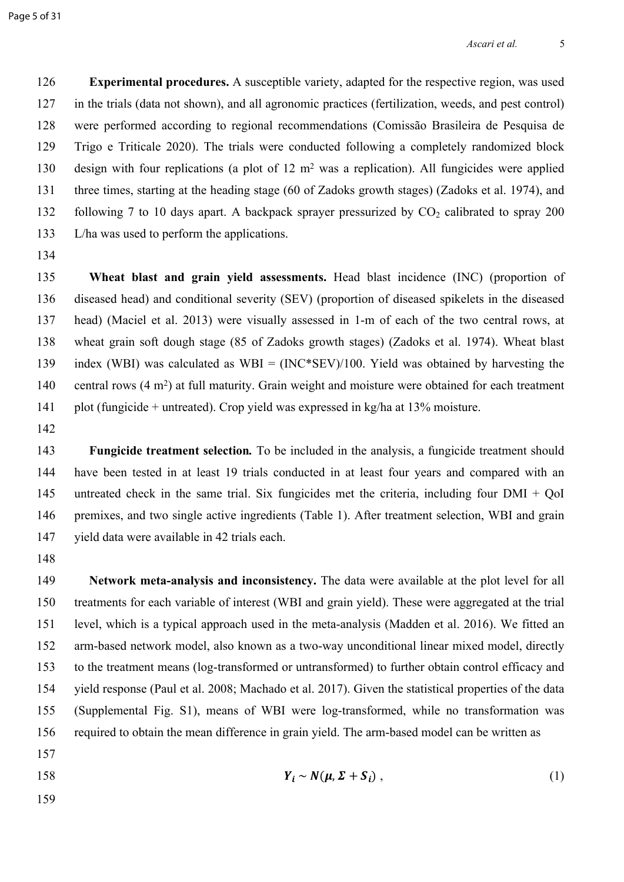**Experimental procedures.** A susceptible variety, adapted for the respective region, was used in the trials (data not shown), and all agronomic practices (fertilization, weeds, and pest control) were performed according to regional recommendations (Comissão Brasileira de Pesquisa de Trigo e Triticale 2020). The trials were conducted following a completely randomized block design with four replications (a plot of 12 $m^2$ was a replication). All fungicides were applied three times, starting at the heading stage (60 of Zadoks growth stages) (Zadoks et al. 1974), and following 7 to 10 days apart. A backpack sprayer pressurized by $CO_2$ calibrated to spray 200 L/ha was used to perform the applications.

**Wheat blast and grain yield assessments.** Head blast incidence (INC) (proportion of diseased head) and conditional severity (SEV) (proportion of diseased spikelets in the diseased head) (Maciel et al. 2013) were visually assessed in 1-m of each of the two central rows, at wheat grain soft dough stage (85 of Zadoks growth stages) (Zadoks et al. 1974). Wheat blast index (WBI) was calculated as WBI = (INC*SEV)/100. Yield was obtained by harvesting the central rows (4 $m^2$) at full maturity. Grain weight and moisture were obtained for each treatment plot (fungicide + untreated). Crop yield was expressed in kg/ha at 13% moisture.

**Fungicide treatment selection.** To be included in the analysis, a fungicide treatment should have been tested in at least 19 trials conducted in at least four years and compared with an untreated check in the same trial. Six fungicides met the criteria, including four DMI + QoI premixes, and two single active ingredients (Table 1). After treatment selection, WBI and grain yield data were available in 42 trials each.

**Network meta-analysis and inconsistency.** The data were available at the plot level for all treatments for each variable of interest (WBI and grain yield). These were aggregated at the trial level, which is a typical approach used in the meta-analysis (Madden et al. 2016). We fitted an arm-based network model, also known as a two-way unconditional linear mixed model, directly to the treatment means (log-transformed or untransformed) to further obtain control efficacy and yield response (Paul et al. 2008; Machado et al. 2017). Given the statistical properties of the data (Supplemental Fig. S1), means of WBI were log-transformed, while no transformation was required to obtain the mean difference in grain yield. The arm-based model can be written as

$$\boldsymbol{Y_i} \sim \boldsymbol{N}(\boldsymbol{\mu}, \boldsymbol{\Sigma} + \boldsymbol{S_i}) \ , \tag{1}$$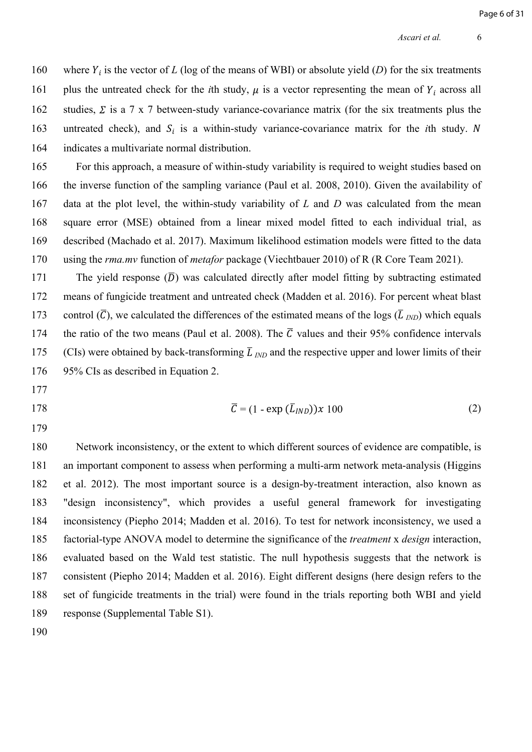where $Y_i$ is the vector of $L$ (log of the means of WBI) or absolute yield ($D$) for the six treatments plus the untreated check for the $i$th study, $\mu$ is a vector representing the mean of $Y_i$ across all studies, $\Sigma$ is a 7 x 7 between-study variance-covariance matrix (for the six treatments plus the untreated check), and $S_i$ is a within-study variance-covariance matrix for the $i$th study. $N$ indicates a multivariate normal distribution.

For this approach, a measure of within-study variability is required to weight studies based on the inverse function of the sampling variance (Paul et al. 2008, 2010). Given the availability of data at the plot level, the within-study variability of $L$ and $D$ was calculated from the mean square error (MSE) obtained from a linear mixed model fitted to each individual trial, as described (Machado et al. 2017). Maximum likelihood estimation models were fitted to the data using the *rma.mv* function of *metafor* package (Viechtbauer 2010) of R (R Core Team 2021).

The yield response ($\overline{D}$) was calculated directly after model fitting by subtracting estimated means of fungicide treatment and untreated check (Madden et al. 2016). For percent wheat blast control ($\overline{C}$), we calculated the differences of the estimated means of the logs ($\overline{L}_{IND}$) which equals the ratio of the two means (Paul et al. 2008). The $\overline{C}$ values and their 95% confidence intervals (CIs) were obtained by back-transforming $\overline{L}_{IND}$ and the respective upper and lower limits of their 95% CIs as described in Equation 2.

$$\overline{C} = (1 - \exp(\overline{L}_{IND})) x\ 100 \tag{2}$$

Network inconsistency, or the extent to which different sources of evidence are compatible, is an important component to assess when performing a multi-arm network meta-analysis (Higgins et al. 2012). The most important source is a design-by-treatment interaction, also known as "design inconsistency", which provides a useful general framework for investigating inconsistency (Piepho 2014; Madden et al. 2016). To test for network inconsistency, we used a factorial-type ANOVA model to determine the significance of the *treatment* x *design* interaction, evaluated based on the Wald test statistic. The null hypothesis suggests that the network is consistent (Piepho 2014; Madden et al. 2016). Eight different designs (here design refers to the set of fungicide treatments in the trial) were found in the trials reporting both WBI and yield response (Supplemental Table S1).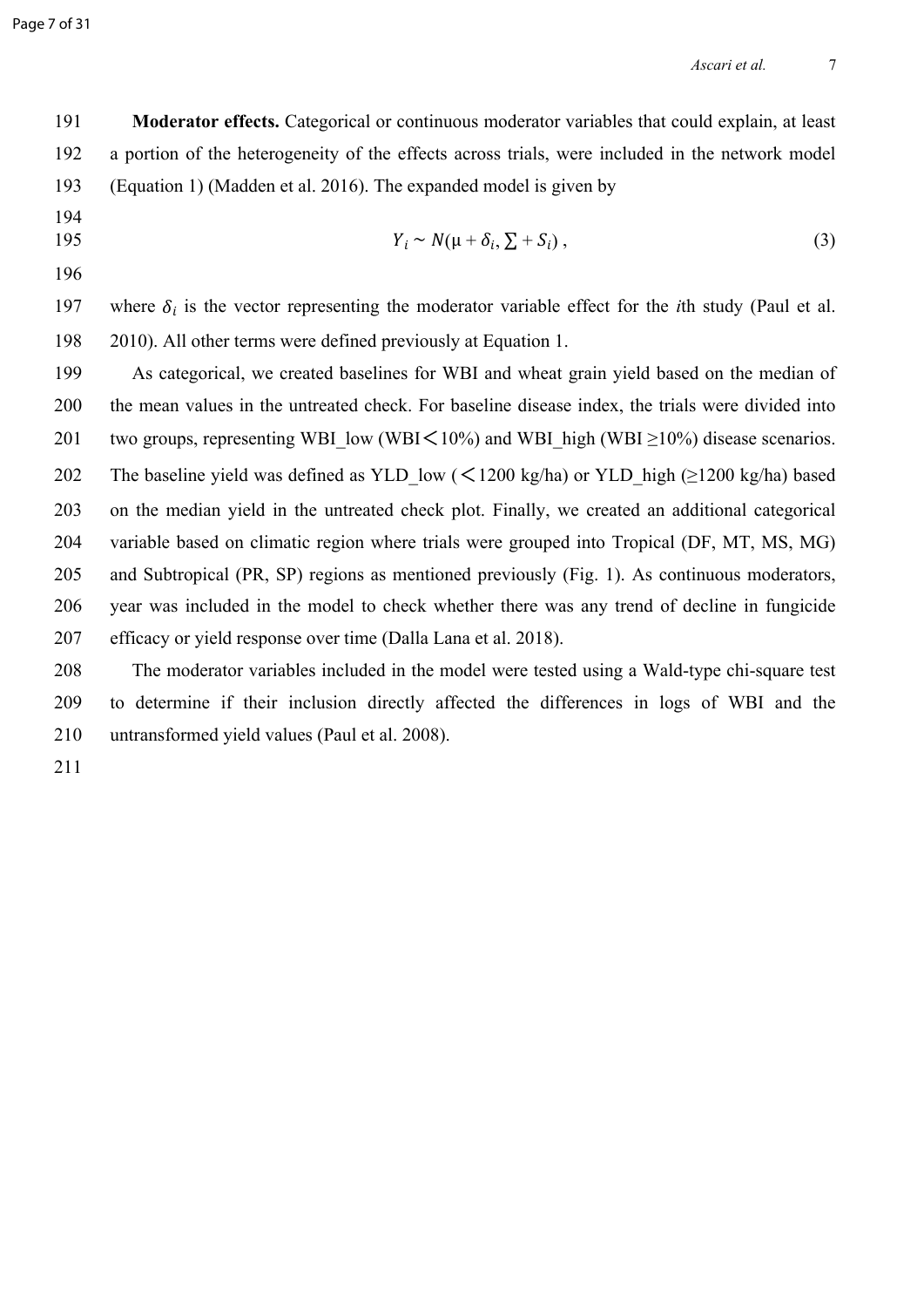**Moderator effects.** Categorical or continuous moderator variables that could explain, at least a portion of the heterogeneity of the effects across trials, were included in the network model (Equation 1) (Madden et al. 2016). The expanded model is given by

$$Y_i \sim N(\mu + \delta_i, \Sigma + S_i)\,, \tag{3}$$

where $\delta_i$ is the vector representing the moderator variable effect for the *i*th study (Paul et al. 2010). All other terms were defined previously at Equation 1.

As categorical, we created baselines for WBI and wheat grain yield based on the median of the mean values in the untreated check. For baseline disease index, the trials were divided into two groups, representing WBI_low (WBI < 10%) and WBI_high (WBI ≥10%) disease scenarios. The baseline yield was defined as YLD_low (< 1200 kg/ha) or YLD_high (≥1200 kg/ha) based on the median yield in the untreated check plot. Finally, we created an additional categorical variable based on climatic region where trials were grouped into Tropical (DF, MT, MS, MG) and Subtropical (PR, SP) regions as mentioned previously (Fig. 1). As continuous moderators, year was included in the model to check whether there was any trend of decline in fungicide efficacy or yield response over time (Dalla Lana et al. 2018).

The moderator variables included in the model were tested using a Wald-type chi-square test to determine if their inclusion directly affected the differences in logs of WBI and the untransformed yield values (Paul et al. 2008).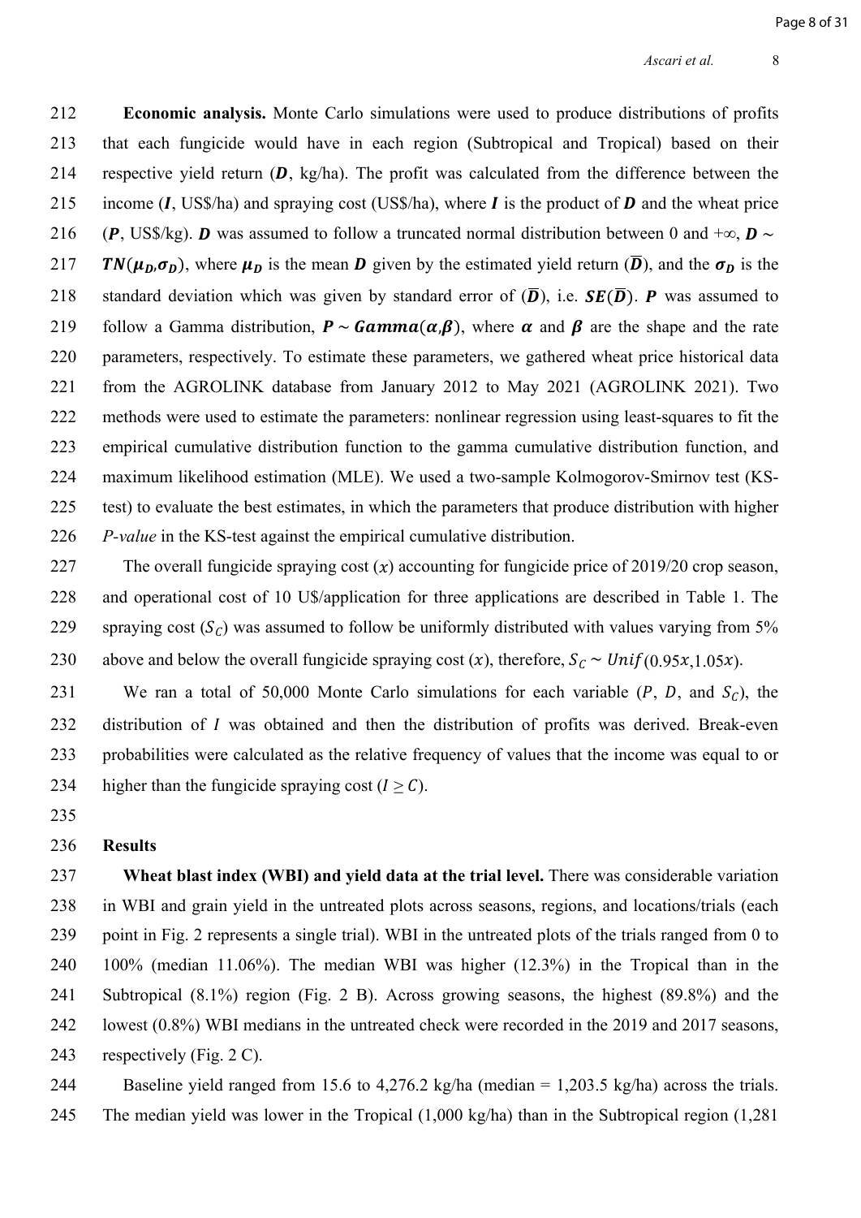**Economic analysis.** Monte Carlo simulations were used to produce distributions of profits that each fungicide would have in each region (Subtropical and Tropical) based on their respective yield return ($\boldsymbol{D}$, kg/ha). The profit was calculated from the difference between the income ($\boldsymbol{I}$, US\$/ha) and spraying cost (US\$/ha), where $\boldsymbol{I}$ is the product of $\boldsymbol{D}$ and the wheat price ($\boldsymbol{P}$, US\$/kg). $\boldsymbol{D}$ was assumed to follow a truncated normal distribution between 0 and $+\infty$, $\boldsymbol{D} \sim \boldsymbol{TN}(\boldsymbol{\mu_D}, \boldsymbol{\sigma_D})$, where $\boldsymbol{\mu_D}$ is the mean $\boldsymbol{D}$ given by the estimated yield return ($\overline{\boldsymbol{D}}$), and the $\boldsymbol{\sigma_D}$ is the standard deviation which was given by standard error of ($\overline{\boldsymbol{D}}$), i.e. $\boldsymbol{SE}(\overline{\boldsymbol{D}})$. $\boldsymbol{P}$ was assumed to follow a Gamma distribution, $\boldsymbol{P} \sim \boldsymbol{Gamma}(\boldsymbol{\alpha}, \boldsymbol{\beta})$, where $\boldsymbol{\alpha}$ and $\boldsymbol{\beta}$ are the shape and the rate parameters, respectively. To estimate these parameters, we gathered wheat price historical data from the AGROLINK database from January 2012 to May 2021 (AGROLINK 2021). Two methods were used to estimate the parameters: nonlinear regression using least-squares to fit the empirical cumulative distribution function to the gamma cumulative distribution function, and maximum likelihood estimation (MLE). We used a two-sample Kolmogorov-Smirnov test (KS-test) to evaluate the best estimates, in which the parameters that produce distribution with higher *P-value* in the KS-test against the empirical cumulative distribution.

The overall fungicide spraying cost ($x$) accounting for fungicide price of 2019/20 crop season, and operational cost of 10 U\$/application for three applications are described in Table 1. The spraying cost ($S_C$) was assumed to follow be uniformly distributed with values varying from 5% above and below the overall fungicide spraying cost ($x$), therefore, $S_C \sim Unif(0.95x, 1.05x)$.

We ran a total of 50,000 Monte Carlo simulations for each variable ($P$, $D$, and $S_C$), the distribution of $I$ was obtained and then the distribution of profits was derived. Break-even probabilities were calculated as the relative frequency of values that the income was equal to or higher than the fungicide spraying cost ($I \geq C$).

## Results

**Wheat blast index (WBI) and yield data at the trial level.** There was considerable variation in WBI and grain yield in the untreated plots across seasons, regions, and locations/trials (each point in Fig. 2 represents a single trial). WBI in the untreated plots of the trials ranged from 0 to 100% (median 11.06%). The median WBI was higher (12.3%) in the Tropical than in the Subtropical (8.1%) region (Fig. 2 B). Across growing seasons, the highest (89.8%) and the lowest (0.8%) WBI medians in the untreated check were recorded in the 2019 and 2017 seasons, respectively (Fig. 2 C).

Baseline yield ranged from 15.6 to 4,276.2 kg/ha (median = 1,203.5 kg/ha) across the trials. The median yield was lower in the Tropical (1,000 kg/ha) than in the Subtropical region (1,281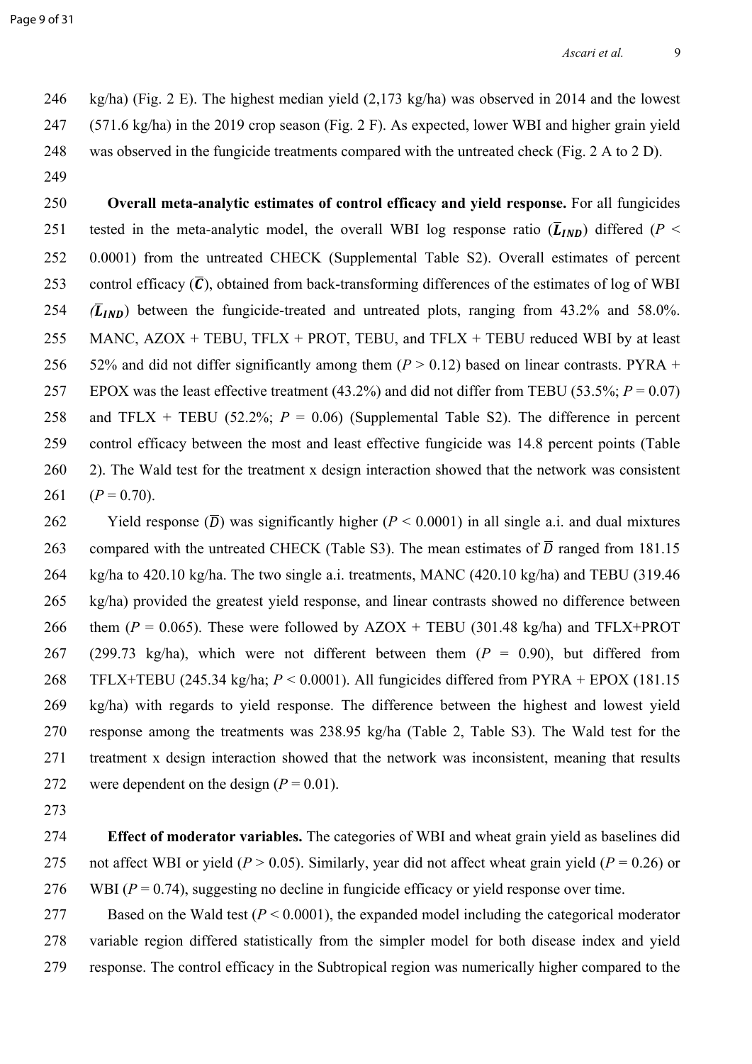kg/ha) (Fig. 2 E). The highest median yield (2,173 kg/ha) was observed in 2014 and the lowest (571.6 kg/ha) in the 2019 crop season (Fig. 2 F). As expected, lower WBI and higher grain yield was observed in the fungicide treatments compared with the untreated check (Fig. 2 A to 2 D).

**Overall meta-analytic estimates of control efficacy and yield response.** For all fungicides tested in the meta-analytic model, the overall WBI log response ratio ($\bar{L}_{IND}$) differed ($P <$ 0.0001) from the untreated CHECK (Supplemental Table S2). Overall estimates of percent control efficacy ($\bar{C}$), obtained from back-transforming differences of the estimates of log of WBI ($\bar{L}_{IND}$) between the fungicide-treated and untreated plots, ranging from 43.2% and 58.0%. MANC, AZOX + TEBU, TFLX + PROT, TEBU, and TFLX + TEBU reduced WBI by at least 52% and did not differ significantly among them ($P > 0.12$) based on linear contrasts. PYRA + EPOX was the least effective treatment (43.2%) and did not differ from TEBU (53.5%; $P = 0.07$) and TFLX + TEBU (52.2%; $P = 0.06$) (Supplemental Table S2). The difference in percent control efficacy between the most and least effective fungicide was 14.8 percent points (Table 2). The Wald test for the treatment x design interaction showed that the network was consistent ($P = 0.70$).

Yield response ($\bar{D}$) was significantly higher ($P < 0.0001$) in all single a.i. and dual mixtures compared with the untreated CHECK (Table S3). The mean estimates of $\bar{D}$ ranged from 181.15 kg/ha to 420.10 kg/ha. The two single a.i. treatments, MANC (420.10 kg/ha) and TEBU (319.46 kg/ha) provided the greatest yield response, and linear contrasts showed no difference between them ($P = 0.065$). These were followed by AZOX + TEBU (301.48 kg/ha) and TFLX+PROT (299.73 kg/ha), which were not different between them ($P = 0.90$), but differed from TFLX+TEBU (245.34 kg/ha; $P < 0.0001$). All fungicides differed from PYRA + EPOX (181.15 kg/ha) with regards to yield response. The difference between the highest and lowest yield response among the treatments was 238.95 kg/ha (Table 2, Table S3). The Wald test for the treatment x design interaction showed that the network was inconsistent, meaning that results were dependent on the design ($P = 0.01$).

**Effect of moderator variables.** The categories of WBI and wheat grain yield as baselines did not affect WBI or yield ($P > 0.05$). Similarly, year did not affect wheat grain yield ($P = 0.26$) or WBI ($P = 0.74$), suggesting no decline in fungicide efficacy or yield response over time.

Based on the Wald test ($P < 0.0001$), the expanded model including the categorical moderator variable region differed statistically from the simpler model for both disease index and yield response. The control efficacy in the Subtropical region was numerically higher compared to the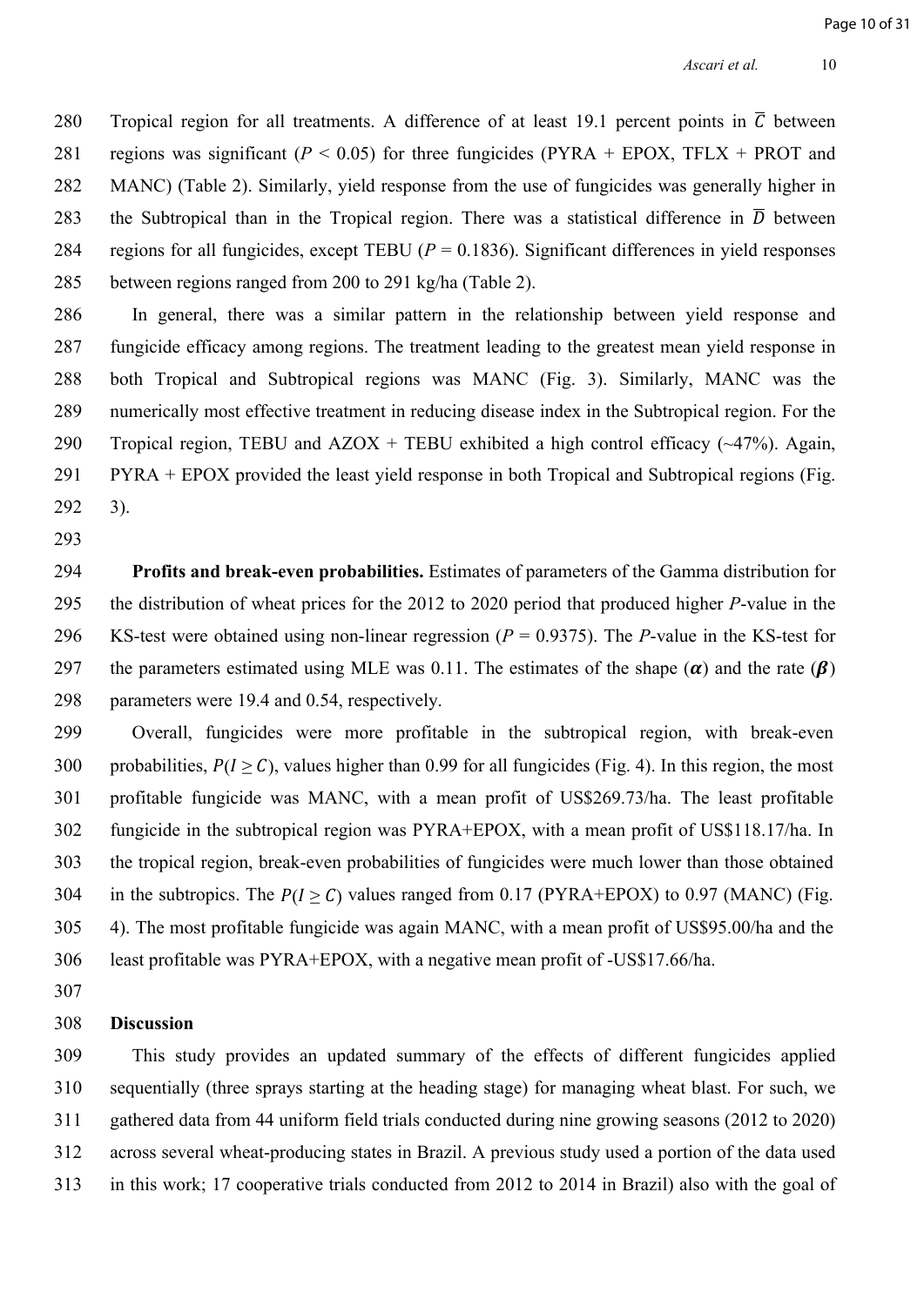Tropical region for all treatments. A difference of at least 19.1 percent points in $\bar{C}$ between regions was significant ($P$ < 0.05) for three fungicides (PYRA + EPOX, TFLX + PROT and MANC) (Table 2). Similarly, yield response from the use of fungicides was generally higher in the Subtropical than in the Tropical region. There was a statistical difference in $\bar{D}$ between regions for all fungicides, except TEBU ($P$ = 0.1836). Significant differences in yield responses between regions ranged from 200 to 291 kg/ha (Table 2).

In general, there was a similar pattern in the relationship between yield response and fungicide efficacy among regions. The treatment leading to the greatest mean yield response in both Tropical and Subtropical regions was MANC (Fig. 3). Similarly, MANC was the numerically most effective treatment in reducing disease index in the Subtropical region. For the Tropical region, TEBU and AZOX + TEBU exhibited a high control efficacy (~47%). Again, PYRA + EPOX provided the least yield response in both Tropical and Subtropical regions (Fig. 3).

**Profits and break-even probabilities.** Estimates of parameters of the Gamma distribution for the distribution of wheat prices for the 2012 to 2020 period that produced higher $P$-value in the KS-test were obtained using non-linear regression ($P$ = 0.9375). The $P$-value in the KS-test for the parameters estimated using MLE was 0.11. The estimates of the shape ($\boldsymbol{\alpha}$) and the rate ($\boldsymbol{\beta}$) parameters were 19.4 and 0.54, respectively.

Overall, fungicides were more profitable in the subtropical region, with break-even probabilities, $P(I \geq C)$, values higher than 0.99 for all fungicides (Fig. 4). In this region, the most profitable fungicide was MANC, with a mean profit of US$269.73/ha. The least profitable fungicide in the subtropical region was PYRA+EPOX, with a mean profit of US$118.17/ha. In the tropical region, break-even probabilities of fungicides were much lower than those obtained in the subtropics. The $P(I \geq C)$ values ranged from 0.17 (PYRA+EPOX) to 0.97 (MANC) (Fig. 4). The most profitable fungicide was again MANC, with a mean profit of US$95.00/ha and the least profitable was PYRA+EPOX, with a negative mean profit of -US$17.66/ha.

## Discussion

This study provides an updated summary of the effects of different fungicides applied sequentially (three sprays starting at the heading stage) for managing wheat blast. For such, we gathered data from 44 uniform field trials conducted during nine growing seasons (2012 to 2020) across several wheat-producing states in Brazil. A previous study used a portion of the data used in this work; 17 cooperative trials conducted from 2012 to 2014 in Brazil) also with the goal of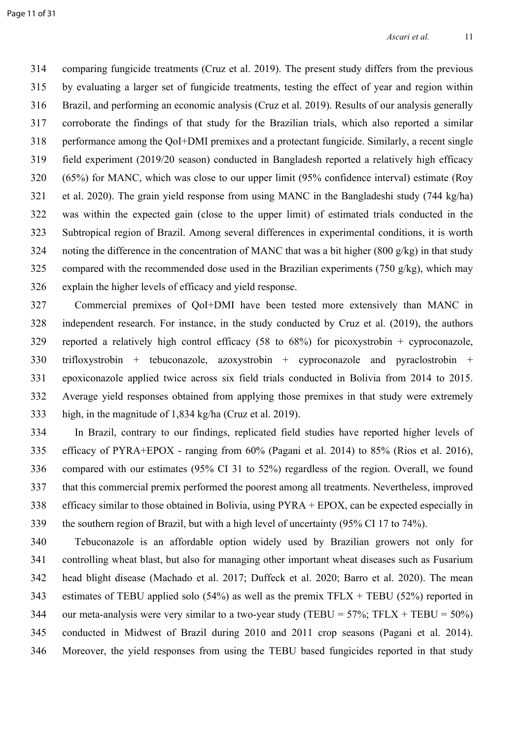comparing fungicide treatments (Cruz et al. 2019). The present study differs from the previous by evaluating a larger set of fungicide treatments, testing the effect of year and region within Brazil, and performing an economic analysis (Cruz et al. 2019). Results of our analysis generally corroborate the findings of that study for the Brazilian trials, which also reported a similar performance among the QoI+DMI premixes and a protectant fungicide. Similarly, a recent single field experiment (2019/20 season) conducted in Bangladesh reported a relatively high efficacy (65%) for MANC, which was close to our upper limit (95% confidence interval) estimate (Roy et al. 2020). The grain yield response from using MANC in the Bangladeshi study (744 kg/ha) was within the expected gain (close to the upper limit) of estimated trials conducted in the Subtropical region of Brazil. Among several differences in experimental conditions, it is worth noting the difference in the concentration of MANC that was a bit higher (800 g/kg) in that study compared with the recommended dose used in the Brazilian experiments (750 g/kg), which may explain the higher levels of efficacy and yield response.

Commercial premixes of QoI+DMI have been tested more extensively than MANC in independent research. For instance, in the study conducted by Cruz et al. (2019), the authors reported a relatively high control efficacy (58 to 68%) for picoxystrobin + cyproconazole, trifloxystrobin + tebuconazole, azoxystrobin + cyproconazole and pyraclostrobin + epoxiconazole applied twice across six field trials conducted in Bolivia from 2014 to 2015. Average yield responses obtained from applying those premixes in that study were extremely high, in the magnitude of 1,834 kg/ha (Cruz et al. 2019).

In Brazil, contrary to our findings, replicated field studies have reported higher levels of efficacy of PYRA+EPOX - ranging from 60% (Pagani et al. 2014) to 85% (Rios et al. 2016), compared with our estimates (95% CI 31 to 52%) regardless of the region. Overall, we found that this commercial premix performed the poorest among all treatments. Nevertheless, improved efficacy similar to those obtained in Bolivia, using PYRA + EPOX, can be expected especially in the southern region of Brazil, but with a high level of uncertainty (95% CI 17 to 74%).

Tebuconazole is an affordable option widely used by Brazilian growers not only for controlling wheat blast, but also for managing other important wheat diseases such as Fusarium head blight disease (Machado et al. 2017; Duffeck et al. 2020; Barro et al. 2020). The mean estimates of TEBU applied solo (54%) as well as the premix TFLX + TEBU (52%) reported in our meta-analysis were very similar to a two-year study (TEBU = 57%; TFLX + TEBU = 50%) conducted in Midwest of Brazil during 2010 and 2011 crop seasons (Pagani et al. 2014). Moreover, the yield responses from using the TEBU based fungicides reported in that study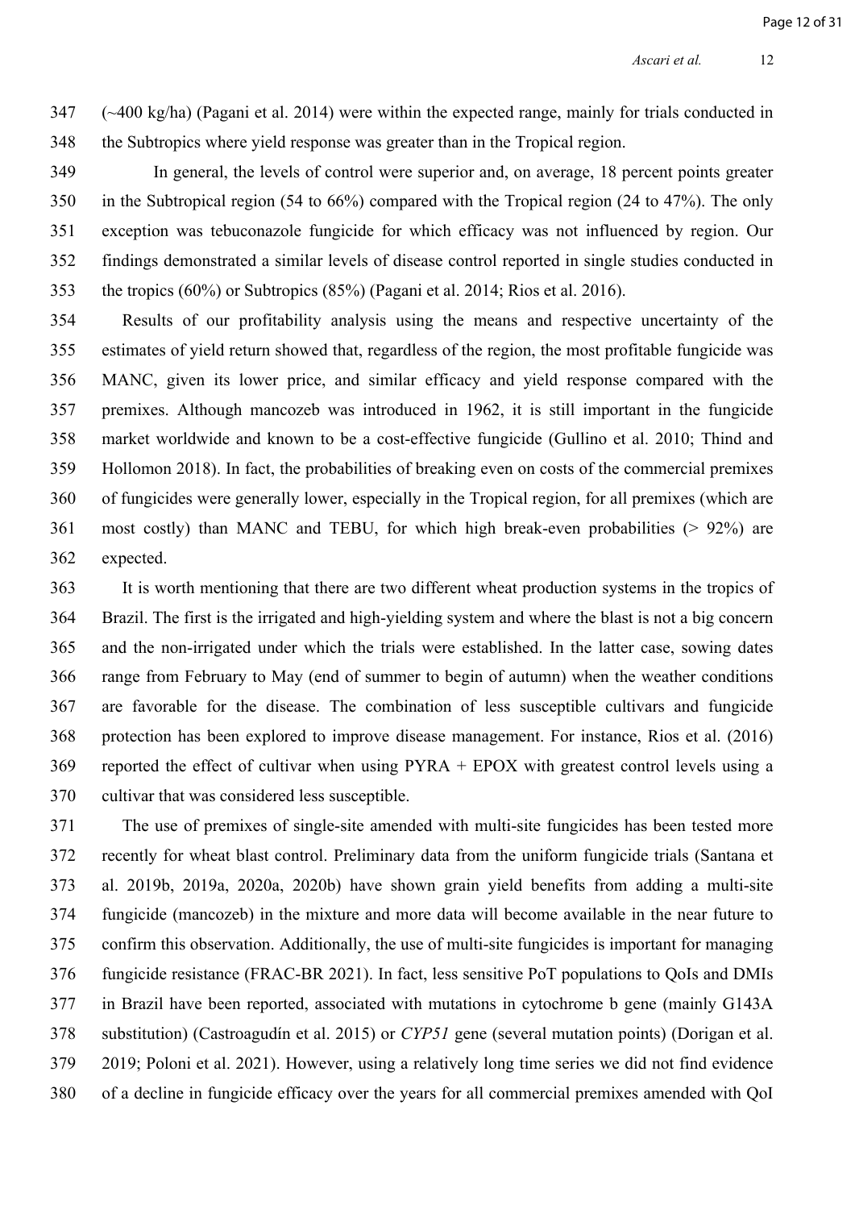(~400 kg/ha) (Pagani et al. 2014) were within the expected range, mainly for trials conducted in the Subtropics where yield response was greater than in the Tropical region.

In general, the levels of control were superior and, on average, 18 percent points greater in the Subtropical region (54 to 66%) compared with the Tropical region (24 to 47%). The only exception was tebuconazole fungicide for which efficacy was not influenced by region. Our findings demonstrated a similar levels of disease control reported in single studies conducted in the tropics (60%) or Subtropics (85%) (Pagani et al. 2014; Rios et al. 2016).

Results of our profitability analysis using the means and respective uncertainty of the estimates of yield return showed that, regardless of the region, the most profitable fungicide was MANC, given its lower price, and similar efficacy and yield response compared with the premixes. Although mancozeb was introduced in 1962, it is still important in the fungicide market worldwide and known to be a cost-effective fungicide (Gullino et al. 2010; Thind and Hollomon 2018). In fact, the probabilities of breaking even on costs of the commercial premixes of fungicides were generally lower, especially in the Tropical region, for all premixes (which are most costly) than MANC and TEBU, for which high break-even probabilities (> 92%) are expected.

It is worth mentioning that there are two different wheat production systems in the tropics of Brazil. The first is the irrigated and high-yielding system and where the blast is not a big concern and the non-irrigated under which the trials were established. In the latter case, sowing dates range from February to May (end of summer to begin of autumn) when the weather conditions are favorable for the disease. The combination of less susceptible cultivars and fungicide protection has been explored to improve disease management. For instance, Rios et al. (2016) reported the effect of cultivar when using PYRA + EPOX with greatest control levels using a cultivar that was considered less susceptible.

The use of premixes of single-site amended with multi-site fungicides has been tested more recently for wheat blast control. Preliminary data from the uniform fungicide trials (Santana et al. 2019b, 2019a, 2020a, 2020b) have shown grain yield benefits from adding a multi-site fungicide (mancozeb) in the mixture and more data will become available in the near future to confirm this observation. Additionally, the use of multi-site fungicides is important for managing fungicide resistance (FRAC-BR 2021). In fact, less sensitive PoT populations to QoIs and DMIs in Brazil have been reported, associated with mutations in cytochrome b gene (mainly G143A substitution) (Castroagudín et al. 2015) or *CYP51* gene (several mutation points) (Dorigan et al. 2019; Poloni et al. 2021). However, using a relatively long time series we did not find evidence of a decline in fungicide efficacy over the years for all commercial premixes amended with QoI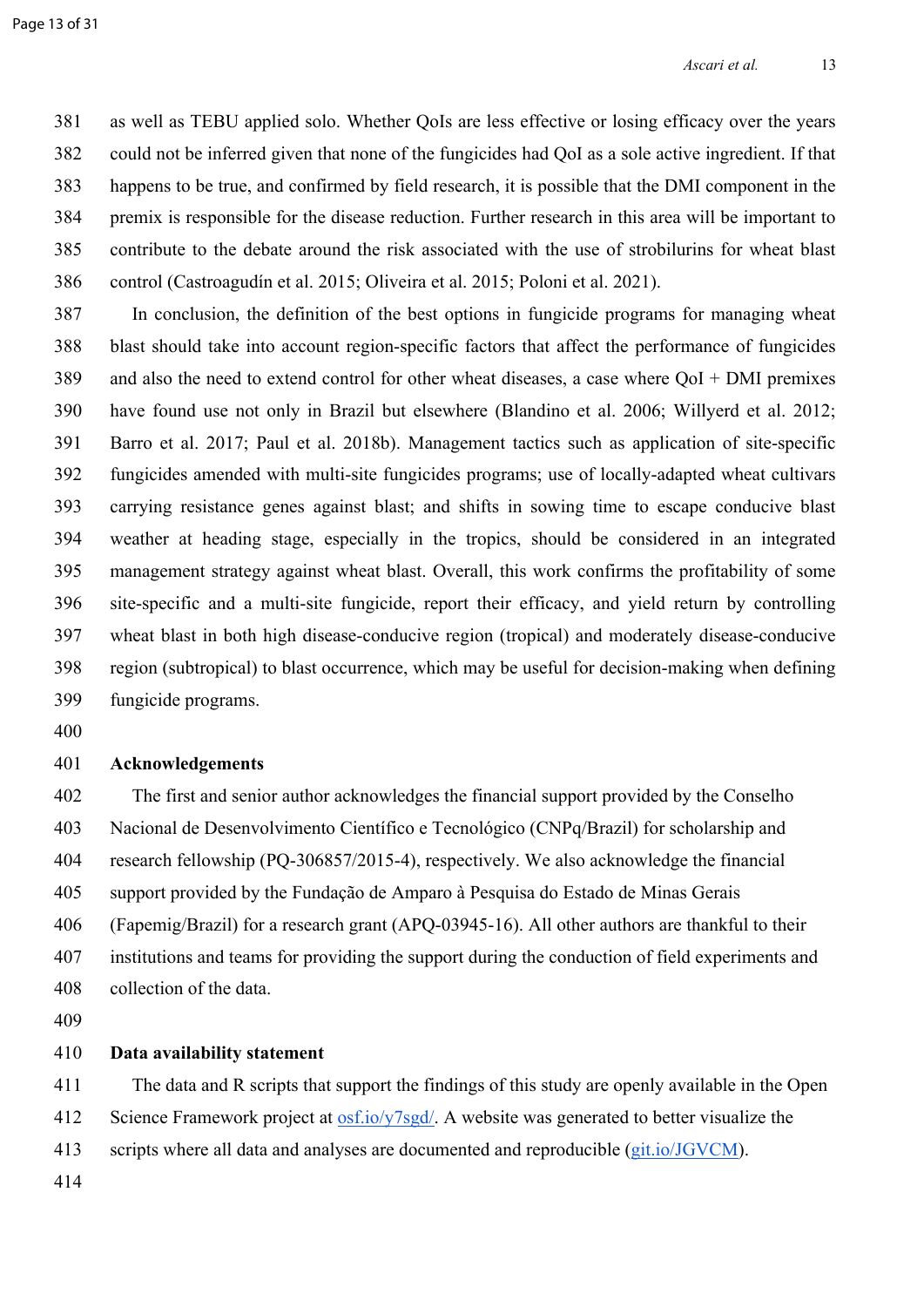as well as TEBU applied solo. Whether QoIs are less effective or losing efficacy over the years could not be inferred given that none of the fungicides had QoI as a sole active ingredient. If that happens to be true, and confirmed by field research, it is possible that the DMI component in the premix is responsible for the disease reduction. Further research in this area will be important to contribute to the debate around the risk associated with the use of strobilurins for wheat blast control (Castroagudín et al. 2015; Oliveira et al. 2015; Poloni et al. 2021).

In conclusion, the definition of the best options in fungicide programs for managing wheat blast should take into account region-specific factors that affect the performance of fungicides and also the need to extend control for other wheat diseases, a case where QoI + DMI premixes have found use not only in Brazil but elsewhere (Blandino et al. 2006; Willyerd et al. 2012; Barro et al. 2017; Paul et al. 2018b). Management tactics such as application of site-specific fungicides amended with multi-site fungicides programs; use of locally-adapted wheat cultivars carrying resistance genes against blast; and shifts in sowing time to escape conducive blast weather at heading stage, especially in the tropics, should be considered in an integrated management strategy against wheat blast. Overall, this work confirms the profitability of some site-specific and a multi-site fungicide, report their efficacy, and yield return by controlling wheat blast in both high disease-conducive region (tropical) and moderately disease-conducive region (subtropical) to blast occurrence, which may be useful for decision-making when defining fungicide programs.

## Acknowledgements

The first and senior author acknowledges the financial support provided by the Conselho Nacional de Desenvolvimento Científico e Tecnológico (CNPq/Brazil) for scholarship and research fellowship (PQ-306857/2015-4), respectively. We also acknowledge the financial support provided by the Fundação de Amparo à Pesquisa do Estado de Minas Gerais (Fapemig/Brazil) for a research grant (APQ-03945-16). All other authors are thankful to their institutions and teams for providing the support during the conduction of field experiments and collection of the data.

## Data availability statement

The data and R scripts that support the findings of this study are openly available in the Open Science Framework project at [osf.io/y7sgd/](osf.io/y7sgd/). A website was generated to better visualize the scripts where all data and analyses are documented and reproducible ([git.io/JGVCM](git.io/JGVCM)).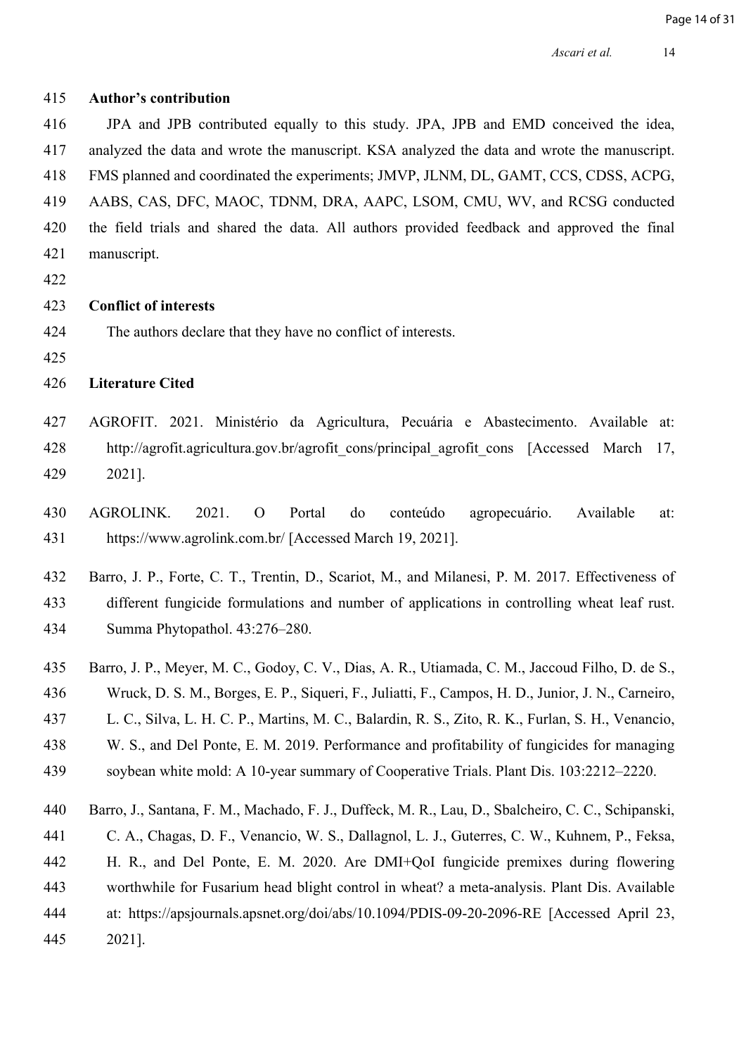## Author's contribution

JPA and JPB contributed equally to this study. JPA, JPB and EMD conceived the idea, analyzed the data and wrote the manuscript. KSA analyzed the data and wrote the manuscript. FMS planned and coordinated the experiments; JMVP, JLNM, DL, GAMT, CCS, CDSS, ACPG, AABS, CAS, DFC, MAOC, TDNM, DRA, AAPC, LSOM, CMU, WV, and RCSG conducted the field trials and shared the data. All authors provided feedback and approved the final manuscript.

## Conflict of interests

The authors declare that they have no conflict of interests.

## Literature Cited

AGROFIT. 2021. Ministério da Agricultura, Pecuária e Abastecimento. Available at: http://agrofit.agricultura.gov.br/agrofit_cons/principal_agrofit_cons [Accessed March 17, 2021].

AGROLINK. 2021. O Portal do conteúdo agropecuário. Available at: https://www.agrolink.com.br/ [Accessed March 19, 2021].

Barro, J. P., Forte, C. T., Trentin, D., Scariot, M., and Milanesi, P. M. 2017. Effectiveness of different fungicide formulations and number of applications in controlling wheat leaf rust. Summa Phytopathol. 43:276–280.

Barro, J. P., Meyer, M. C., Godoy, C. V., Dias, A. R., Utiamada, C. M., Jaccoud Filho, D. de S., Wruck, D. S. M., Borges, E. P., Siqueri, F., Juliatti, F., Campos, H. D., Junior, J. N., Carneiro, L. C., Silva, L. H. C. P., Martins, M. C., Balardin, R. S., Zito, R. K., Furlan, S. H., Venancio, W. S., and Del Ponte, E. M. 2019. Performance and profitability of fungicides for managing soybean white mold: A 10-year summary of Cooperative Trials. Plant Dis. 103:2212–2220.

Barro, J., Santana, F. M., Machado, F. J., Duffeck, M. R., Lau, D., Sbalcheiro, C. C., Schipanski, C. A., Chagas, D. F., Venancio, W. S., Dallagnol, L. J., Guterres, C. W., Kuhnem, P., Feksa, H. R., and Del Ponte, E. M. 2020. Are DMI+QoI fungicide premixes during flowering worthwhile for Fusarium head blight control in wheat? a meta-analysis. Plant Dis. Available at: https://apsjournals.apsnet.org/doi/abs/10.1094/PDIS-09-20-2096-RE [Accessed April 23, 2021].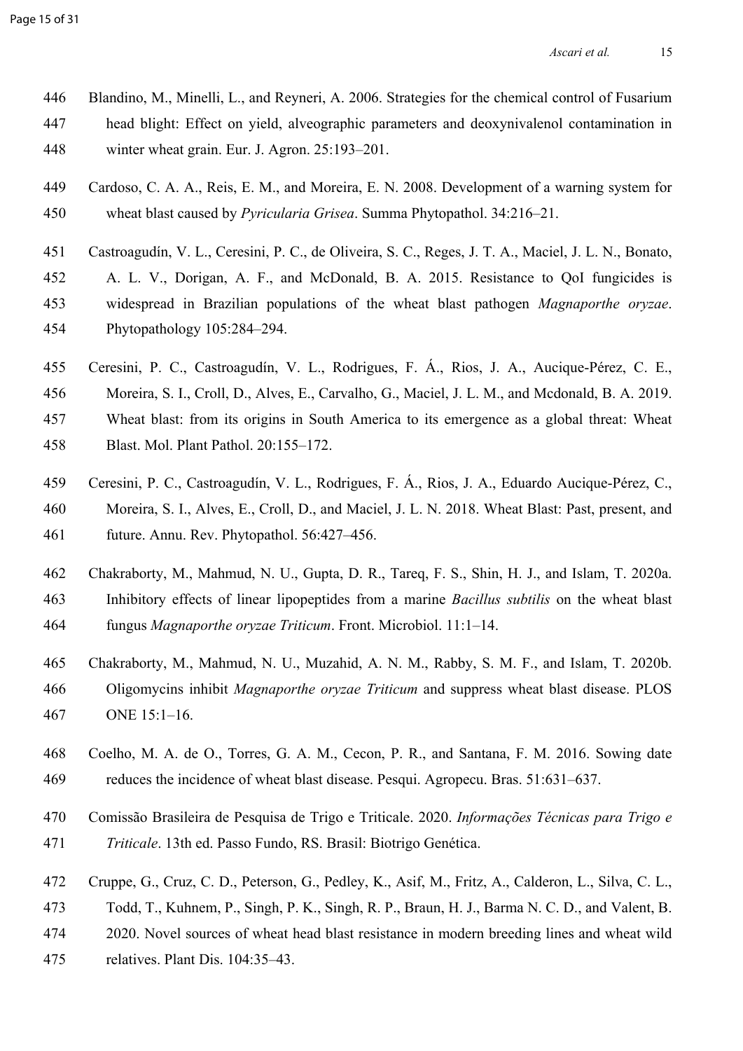446 Blandino, M., Minelli, L., and Reyneri, A. 2006. Strategies for the chemical control of Fusarium
447 head blight: Effect on yield, alveographic parameters and deoxynivalenol contamination in
448 winter wheat grain. Eur. J. Agron. 25:193–201.

449 Cardoso, C. A. A., Reis, E. M., and Moreira, E. N. 2008. Development of a warning system for
450 wheat blast caused by *Pyricularia Grisea*. Summa Phytopathol. 34:216–21.

451 Castroagudín, V. L., Ceresini, P. C., de Oliveira, S. C., Reges, J. T. A., Maciel, J. L. N., Bonato,
452 A. L. V., Dorigan, A. F., and McDonald, B. A. 2015. Resistance to QoI fungicides is
453 widespread in Brazilian populations of the wheat blast pathogen *Magnaporthe oryzae*.
454 Phytopathology 105:284–294.

455 Ceresini, P. C., Castroagudín, V. L., Rodrigues, F. Á., Rios, J. A., Aucique-Pérez, C. E.,
456 Moreira, S. I., Croll, D., Alves, E., Carvalho, G., Maciel, J. L. M., and Mcdonald, B. A. 2019.
457 Wheat blast: from its origins in South America to its emergence as a global threat: Wheat
458 Blast. Mol. Plant Pathol. 20:155–172.

459 Ceresini, P. C., Castroagudín, V. L., Rodrigues, F. Á., Rios, J. A., Eduardo Aucique-Pérez, C.,
460 Moreira, S. I., Alves, E., Croll, D., and Maciel, J. L. N. 2018. Wheat Blast: Past, present, and
461 future. Annu. Rev. Phytopathol. 56:427–456.

462 Chakraborty, M., Mahmud, N. U., Gupta, D. R., Tareq, F. S., Shin, H. J., and Islam, T. 2020a.
463 Inhibitory effects of linear lipopeptides from a marine *Bacillus subtilis* on the wheat blast
464 fungus *Magnaporthe oryzae Triticum*. Front. Microbiol. 11:1–14.

465 Chakraborty, M., Mahmud, N. U., Muzahid, A. N. M., Rabby, S. M. F., and Islam, T. 2020b.
466 Oligomycins inhibit *Magnaporthe oryzae Triticum* and suppress wheat blast disease. PLOS
467 ONE 15:1–16.

468 Coelho, M. A. de O., Torres, G. A. M., Cecon, P. R., and Santana, F. M. 2016. Sowing date
469 reduces the incidence of wheat blast disease. Pesqui. Agropecu. Bras. 51:631–637.

470 Comissão Brasileira de Pesquisa de Trigo e Triticale. 2020. *Informações Técnicas para Trigo e*
471 *Triticale*. 13th ed. Passo Fundo, RS. Brasil: Biotrigo Genética.

472 Cruppe, G., Cruz, C. D., Peterson, G., Pedley, K., Asif, M., Fritz, A., Calderon, L., Silva, C. L.,
473 Todd, T., Kuhnem, P., Singh, P. K., Singh, R. P., Braun, H. J., Barma N. C. D., and Valent, B.
474 2020. Novel sources of wheat head blast resistance in modern breeding lines and wheat wild
475 relatives. Plant Dis. 104:35–43.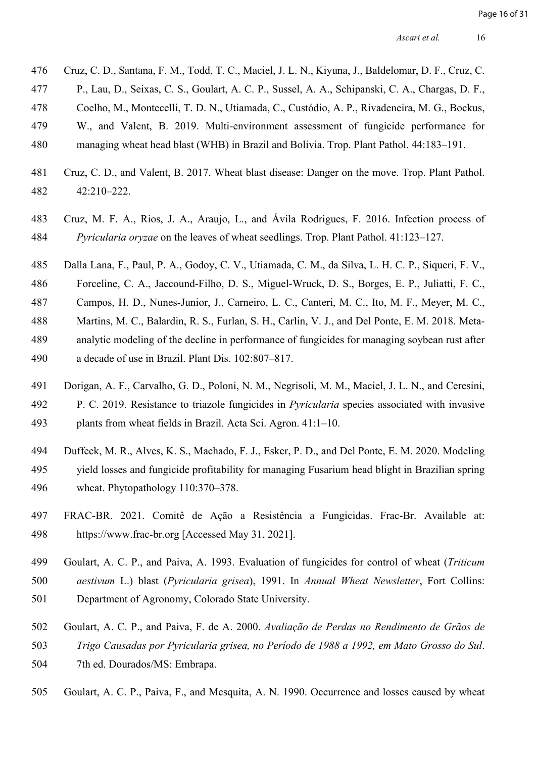Cruz, C. D., Santana, F. M., Todd, T. C., Maciel, J. L. N., Kiyuna, J., Baldelomar, D. F., Cruz, C. P., Lau, D., Seixas, C. S., Goulart, A. C. P., Sussel, A. A., Schipanski, C. A., Chargas, D. F., Coelho, M., Montecelli, T. D. N., Utiamada, C., Custódio, A. P., Rivadeneira, M. G., Bockus, W., and Valent, B. 2019. Multi-environment assessment of fungicide performance for managing wheat head blast (WHB) in Brazil and Bolivia. Trop. Plant Pathol. 44:183–191.

Cruz, C. D., and Valent, B. 2017. Wheat blast disease: Danger on the move. Trop. Plant Pathol. 42:210–222.

Cruz, M. F. A., Rios, J. A., Araujo, L., and Ávila Rodrigues, F. 2016. Infection process of *Pyricularia oryzae* on the leaves of wheat seedlings. Trop. Plant Pathol. 41:123–127.

Dalla Lana, F., Paul, P. A., Godoy, C. V., Utiamada, C. M., da Silva, L. H. C. P., Siqueri, F. V., Forceline, C. A., Jaccound-Filho, D. S., Miguel-Wruck, D. S., Borges, E. P., Juliatti, F. C., Campos, H. D., Nunes-Junior, J., Carneiro, L. C., Canteri, M. C., Ito, M. F., Meyer, M. C., Martins, M. C., Balardin, R. S., Furlan, S. H., Carlin, V. J., and Del Ponte, E. M. 2018. Meta-analytic modeling of the decline in performance of fungicides for managing soybean rust after a decade of use in Brazil. Plant Dis. 102:807–817.

Dorigan, A. F., Carvalho, G. D., Poloni, N. M., Negrisoli, M. M., Maciel, J. L. N., and Ceresini, P. C. 2019. Resistance to triazole fungicides in *Pyricularia* species associated with invasive plants from wheat fields in Brazil. Acta Sci. Agron. 41:1–10.

Duffeck, M. R., Alves, K. S., Machado, F. J., Esker, P. D., and Del Ponte, E. M. 2020. Modeling yield losses and fungicide profitability for managing Fusarium head blight in Brazilian spring wheat. Phytopathology 110:370–378.

FRAC-BR. 2021. Comitê de Ação a Resistência a Fungicidas. Frac-Br. Available at: https://www.frac-br.org [Accessed May 31, 2021].

Goulart, A. C. P., and Paiva, A. 1993. Evaluation of fungicides for control of wheat (*Triticum aestivum* L.) blast (*Pyricularia grisea*), 1991. In *Annual Wheat Newsletter*, Fort Collins: Department of Agronomy, Colorado State University.

Goulart, A. C. P., and Paiva, F. de A. 2000. *Avaliação de Perdas no Rendimento de Grãos de Trigo Causadas por Pyricularia grisea, no Período de 1988 a 1992, em Mato Grosso do Sul*. 7th ed. Dourados/MS: Embrapa.

Goulart, A. C. P., Paiva, F., and Mesquita, A. N. 1990. Occurrence and losses caused by wheat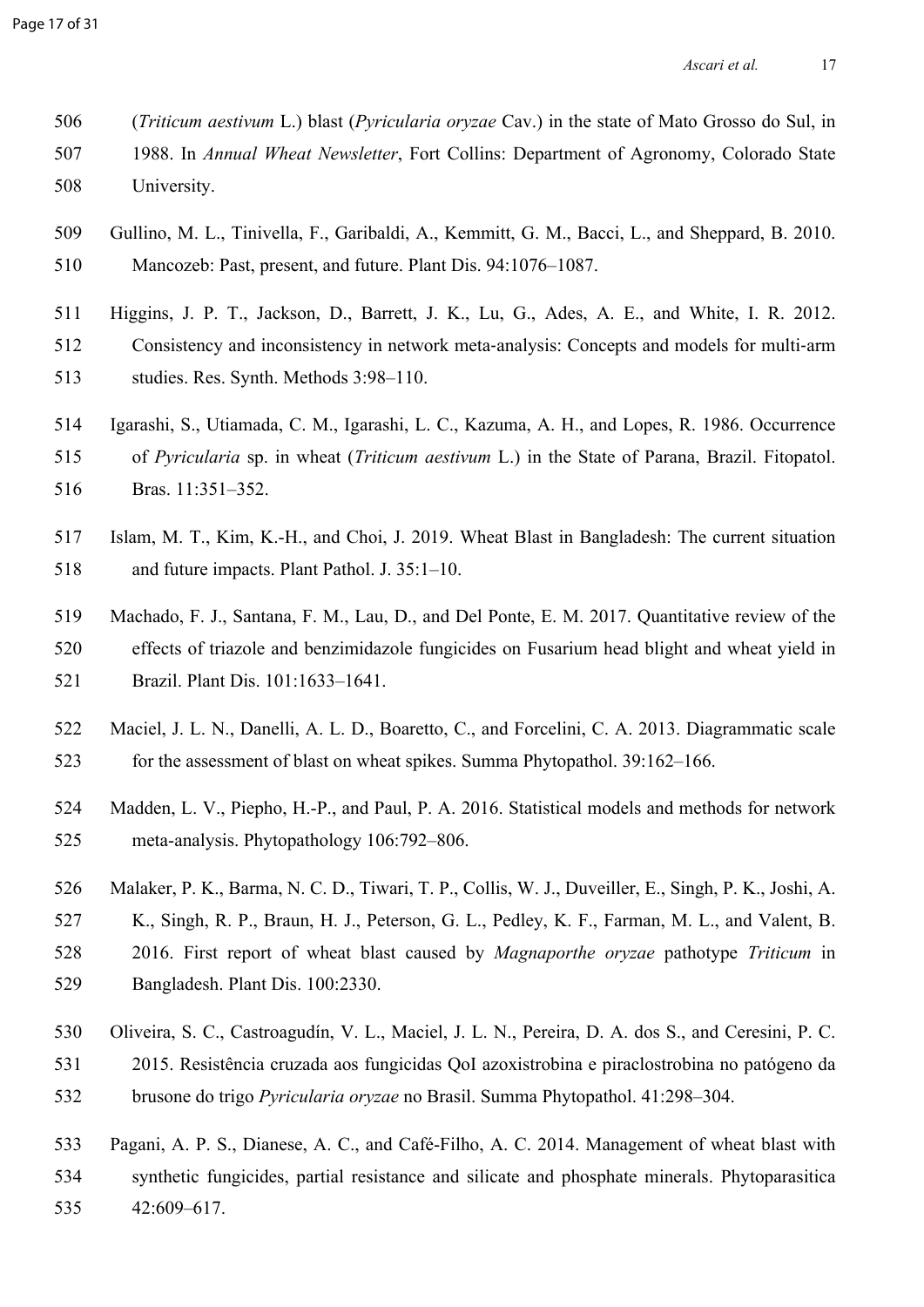(*Triticum aestivum* L.) blast (*Pyricularia oryzae* Cav.) in the state of Mato Grosso do Sul, in 1988. In *Annual Wheat Newsletter*, Fort Collins: Department of Agronomy, Colorado State University.

Gullino, M. L., Tinivella, F., Garibaldi, A., Kemmitt, G. M., Bacci, L., and Sheppard, B. 2010. Mancozeb: Past, present, and future. Plant Dis. 94:1076–1087.

Higgins, J. P. T., Jackson, D., Barrett, J. K., Lu, G., Ades, A. E., and White, I. R. 2012. Consistency and inconsistency in network meta-analysis: Concepts and models for multi-arm studies. Res. Synth. Methods 3:98–110.

Igarashi, S., Utiamada, C. M., Igarashi, L. C., Kazuma, A. H., and Lopes, R. 1986. Occurrence of *Pyricularia* sp. in wheat (*Triticum aestivum* L.) in the State of Parana, Brazil. Fitopatol. Bras. 11:351–352.

Islam, M. T., Kim, K.-H., and Choi, J. 2019. Wheat Blast in Bangladesh: The current situation and future impacts. Plant Pathol. J. 35:1–10.

Machado, F. J., Santana, F. M., Lau, D., and Del Ponte, E. M. 2017. Quantitative review of the effects of triazole and benzimidazole fungicides on Fusarium head blight and wheat yield in Brazil. Plant Dis. 101:1633–1641.

Maciel, J. L. N., Danelli, A. L. D., Boaretto, C., and Forcelini, C. A. 2013. Diagrammatic scale for the assessment of blast on wheat spikes. Summa Phytopathol. 39:162–166.

Madden, L. V., Piepho, H.-P., and Paul, P. A. 2016. Statistical models and methods for network meta-analysis. Phytopathology 106:792–806.

Malaker, P. K., Barma, N. C. D., Tiwari, T. P., Collis, W. J., Duveiller, E., Singh, P. K., Joshi, A. K., Singh, R. P., Braun, H. J., Peterson, G. L., Pedley, K. F., Farman, M. L., and Valent, B. 2016. First report of wheat blast caused by *Magnaporthe oryzae* pathotype *Triticum* in Bangladesh. Plant Dis. 100:2330.

Oliveira, S. C., Castroagudín, V. L., Maciel, J. L. N., Pereira, D. A. dos S., and Ceresini, P. C. 2015. Resistência cruzada aos fungicidas QoI azoxistrobina e piraclostrobina no patógeno da brusone do trigo *Pyricularia oryzae* no Brasil. Summa Phytopathol. 41:298–304.

Pagani, A. P. S., Dianese, A. C., and Café-Filho, A. C. 2014. Management of wheat blast with synthetic fungicides, partial resistance and silicate and phosphate minerals. Phytoparasitica 42:609–617.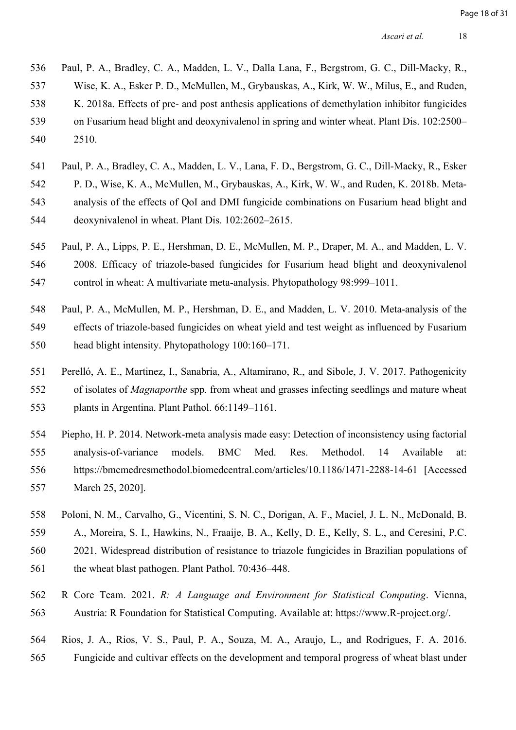Paul, P. A., Bradley, C. A., Madden, L. V., Dalla Lana, F., Bergstrom, G. C., Dill-Macky, R., Wise, K. A., Esker P. D., McMullen, M., Grybauskas, A., Kirk, W. W., Milus, E., and Ruden, K. 2018a. Effects of pre- and post anthesis applications of demethylation inhibitor fungicides on Fusarium head blight and deoxynivalenol in spring and winter wheat. Plant Dis. 102:2500–2510.

Paul, P. A., Bradley, C. A., Madden, L. V., Lana, F. D., Bergstrom, G. C., Dill-Macky, R., Esker P. D., Wise, K. A., McMullen, M., Grybauskas, A., Kirk, W. W., and Ruden, K. 2018b. Meta-analysis of the effects of QoI and DMI fungicide combinations on Fusarium head blight and deoxynivalenol in wheat. Plant Dis. 102:2602–2615.

Paul, P. A., Lipps, P. E., Hershman, D. E., McMullen, M. P., Draper, M. A., and Madden, L. V. 2008. Efficacy of triazole-based fungicides for Fusarium head blight and deoxynivalenol control in wheat: A multivariate meta-analysis. Phytopathology 98:999–1011.

Paul, P. A., McMullen, M. P., Hershman, D. E., and Madden, L. V. 2010. Meta-analysis of the effects of triazole-based fungicides on wheat yield and test weight as influenced by Fusarium head blight intensity. Phytopathology 100:160–171.

Perelló, A. E., Martinez, I., Sanabria, A., Altamirano, R., and Sibole, J. V. 2017. Pathogenicity of isolates of *Magnaporthe* spp. from wheat and grasses infecting seedlings and mature wheat plants in Argentina. Plant Pathol. 66:1149–1161.

Piepho, H. P. 2014. Network-meta analysis made easy: Detection of inconsistency using factorial analysis-of-variance models. BMC Med. Res. Methodol. 14 Available at: https://bmcmedresmethodol.biomedcentral.com/articles/10.1186/1471-2288-14-61 [Accessed March 25, 2020].

Poloni, N. M., Carvalho, G., Vicentini, S. N. C., Dorigan, A. F., Maciel, J. L. N., McDonald, B. A., Moreira, S. I., Hawkins, N., Fraaije, B. A., Kelly, D. E., Kelly, S. L., and Ceresini, P.C. 2021. Widespread distribution of resistance to triazole fungicides in Brazilian populations of the wheat blast pathogen. Plant Pathol. 70:436–448.

R Core Team. 2021. *R: A Language and Environment for Statistical Computing*. Vienna, Austria: R Foundation for Statistical Computing. Available at: https://www.R-project.org/.

Rios, J. A., Rios, V. S., Paul, P. A., Souza, M. A., Araujo, L., and Rodrigues, F. A. 2016. Fungicide and cultivar effects on the development and temporal progress of wheat blast under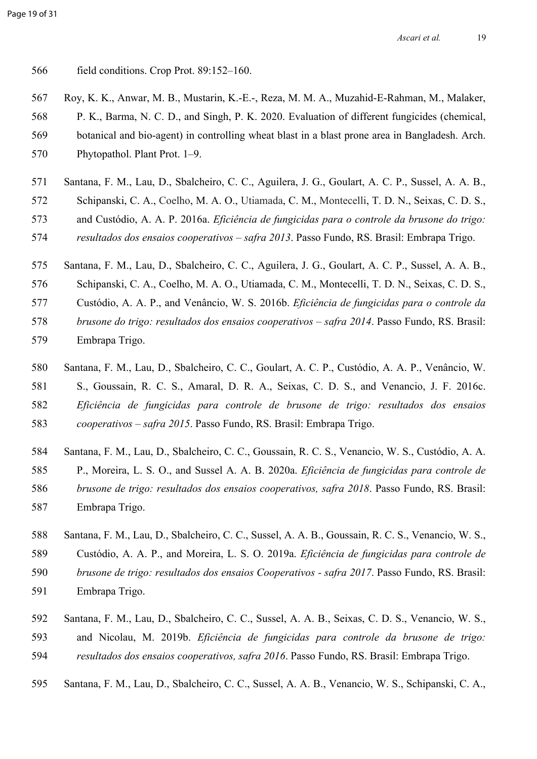field conditions. Crop Prot. 89:152–160.

Roy, K. K., Anwar, M. B., Mustarin, K.-E.-, Reza, M. M. A., Muzahid-E-Rahman, M., Malaker, P. K., Barma, N. C. D., and Singh, P. K. 2020. Evaluation of different fungicides (chemical, botanical and bio-agent) in controlling wheat blast in a blast prone area in Bangladesh. Arch. Phytopathol. Plant Prot. 1–9.

Santana, F. M., Lau, D., Sbalcheiro, C. C., Aguilera, J. G., Goulart, A. C. P., Sussel, A. A. B., Schipanski, C. A., Coelho, M. A. O., Utiamada, C. M., Montecelli, T. D. N., Seixas, C. D. S., and Custódio, A. A. P. 2016a. *Eficiência de fungicidas para o controle da brusone do trigo: resultados dos ensaios cooperativos – safra 2013*. Passo Fundo, RS. Brasil: Embrapa Trigo.

Santana, F. M., Lau, D., Sbalcheiro, C. C., Aguilera, J. G., Goulart, A. C. P., Sussel, A. A. B., Schipanski, C. A., Coelho, M. A. O., Utiamada, C. M., Montecelli, T. D. N., Seixas, C. D. S., Custódio, A. A. P., and Venâncio, W. S. 2016b. *Eficiência de fungicidas para o controle da brusone do trigo: resultados dos ensaios cooperativos – safra 2014*. Passo Fundo, RS. Brasil: Embrapa Trigo.

Santana, F. M., Lau, D., Sbalcheiro, C. C., Goulart, A. C. P., Custódio, A. A. P., Venâncio, W. S., Goussain, R. C. S., Amaral, D. R. A., Seixas, C. D. S., and Venancio, J. F. 2016c. *Eficiência de fungicidas para controle de brusone de trigo: resultados dos ensaios cooperativos – safra 2015*. Passo Fundo, RS. Brasil: Embrapa Trigo.

Santana, F. M., Lau, D., Sbalcheiro, C. C., Goussain, R. C. S., Venancio, W. S., Custódio, A. A. P., Moreira, L. S. O., and Sussel A. A. B. 2020a. *Eficiência de fungicidas para controle de brusone de trigo: resultados dos ensaios cooperativos, safra 2018*. Passo Fundo, RS. Brasil: Embrapa Trigo.

Santana, F. M., Lau, D., Sbalcheiro, C. C., Sussel, A. A. B., Goussain, R. C. S., Venancio, W. S., Custódio, A. A. P., and Moreira, L. S. O. 2019a. *Eficiência de fungicidas para controle de brusone de trigo: resultados dos ensaios Cooperativos - safra 2017*. Passo Fundo, RS. Brasil: Embrapa Trigo.

Santana, F. M., Lau, D., Sbalcheiro, C. C., Sussel, A. A. B., Seixas, C. D. S., Venancio, W. S., and Nicolau, M. 2019b. *Eficiência de fungicidas para controle da brusone de trigo: resultados dos ensaios cooperativos, safra 2016*. Passo Fundo, RS. Brasil: Embrapa Trigo.

Santana, F. M., Lau, D., Sbalcheiro, C. C., Sussel, A. A. B., Venancio, W. S., Schipanski, C. A.,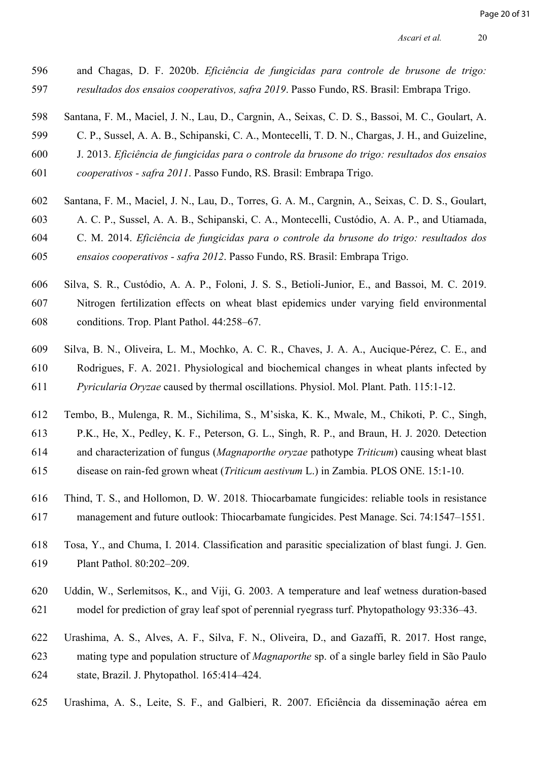and Chagas, D. F. 2020b. *Eficiência de fungicidas para controle de brusone de trigo: resultados dos ensaios cooperativos, safra 2019*. Passo Fundo, RS. Brasil: Embrapa Trigo.

Santana, F. M., Maciel, J. N., Lau, D., Cargnin, A., Seixas, C. D. S., Bassoi, M. C., Goulart, A. C. P., Sussel, A. A. B., Schipanski, C. A., Montecelli, T. D. N., Chargas, J. H., and Guizeline, J. 2013. *Eficiência de fungicidas para o controle da brusone do trigo: resultados dos ensaios cooperativos - safra 2011*. Passo Fundo, RS. Brasil: Embrapa Trigo.

Santana, F. M., Maciel, J. N., Lau, D., Torres, G. A. M., Cargnin, A., Seixas, C. D. S., Goulart, A. C. P., Sussel, A. A. B., Schipanski, C. A., Montecelli, Custódio, A. A. P., and Utiamada, C. M. 2014. *Eficiência de fungicidas para o controle da brusone do trigo: resultados dos ensaios cooperativos - safra 2012*. Passo Fundo, RS. Brasil: Embrapa Trigo.

Silva, S. R., Custódio, A. A. P., Foloni, J. S. S., Betioli-Junior, E., and Bassoi, M. C. 2019. Nitrogen fertilization effects on wheat blast epidemics under varying field environmental conditions. Trop. Plant Pathol. 44:258–67.

Silva, B. N., Oliveira, L. M., Mochko, A. C. R., Chaves, J. A. A., Aucique-Pérez, C. E., and Rodrigues, F. A. 2021. Physiological and biochemical changes in wheat plants infected by *Pyricularia Oryzae* caused by thermal oscillations. Physiol. Mol. Plant. Path. 115:1-12.

Tembo, B., Mulenga, R. M., Sichilima, S., M'siska, K. K., Mwale, M., Chikoti, P. C., Singh, P.K., He, X., Pedley, K. F., Peterson, G. L., Singh, R. P., and Braun, H. J. 2020. Detection and characterization of fungus (*Magnaporthe oryzae* pathotype *Triticum*) causing wheat blast disease on rain-fed grown wheat (*Triticum aestivum* L.) in Zambia. PLOS ONE. 15:1-10.

Thind, T. S., and Hollomon, D. W. 2018. Thiocarbamate fungicides: reliable tools in resistance management and future outlook: Thiocarbamate fungicides. Pest Manage. Sci. 74:1547–1551.

Tosa, Y., and Chuma, I. 2014. Classification and parasitic specialization of blast fungi. J. Gen. Plant Pathol. 80:202–209.

Uddin, W., Serlemitsos, K., and Viji, G. 2003. A temperature and leaf wetness duration-based model for prediction of gray leaf spot of perennial ryegrass turf. Phytopathology 93:336–43.

Urashima, A. S., Alves, A. F., Silva, F. N., Oliveira, D., and Gazaffi, R. 2017. Host range, mating type and population structure of *Magnaporthe* sp. of a single barley field in São Paulo state, Brazil. J. Phytopathol. 165:414–424.

Urashima, A. S., Leite, S. F., and Galbieri, R. 2007. Eficiência da disseminação aérea em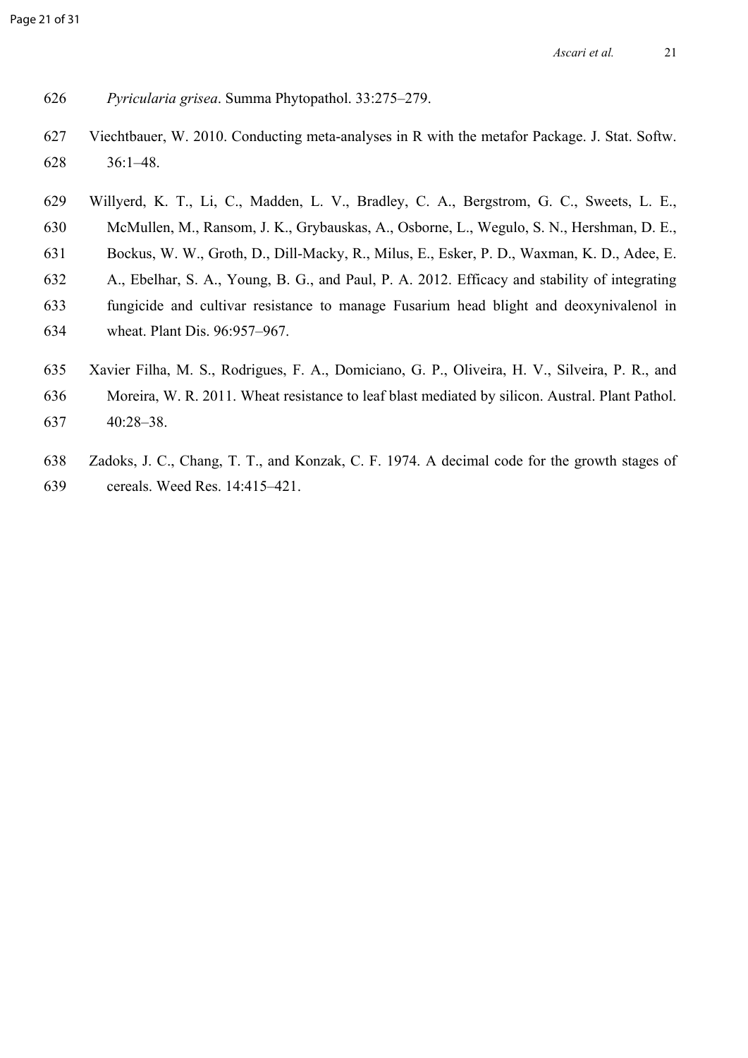*Pyricularia grisea*. Summa Phytopathol. 33:275–279.

Viechtbauer, W. 2010. Conducting meta-analyses in R with the metafor Package. J. Stat. Softw. 36:1–48.

Willyerd, K. T., Li, C., Madden, L. V., Bradley, C. A., Bergstrom, G. C., Sweets, L. E., McMullen, M., Ransom, J. K., Grybauskas, A., Osborne, L., Wegulo, S. N., Hershman, D. E., Bockus, W. W., Groth, D., Dill-Macky, R., Milus, E., Esker, P. D., Waxman, K. D., Adee, E. A., Ebelhar, S. A., Young, B. G., and Paul, P. A. 2012. Efficacy and stability of integrating fungicide and cultivar resistance to manage Fusarium head blight and deoxynivalenol in wheat. Plant Dis. 96:957–967.

Xavier Filha, M. S., Rodrigues, F. A., Domiciano, G. P., Oliveira, H. V., Silveira, P. R., and Moreira, W. R. 2011. Wheat resistance to leaf blast mediated by silicon. Austral. Plant Pathol. 40:28–38.

Zadoks, J. C., Chang, T. T., and Konzak, C. F. 1974. A decimal code for the growth stages of cereals. Weed Res. 14:415–421.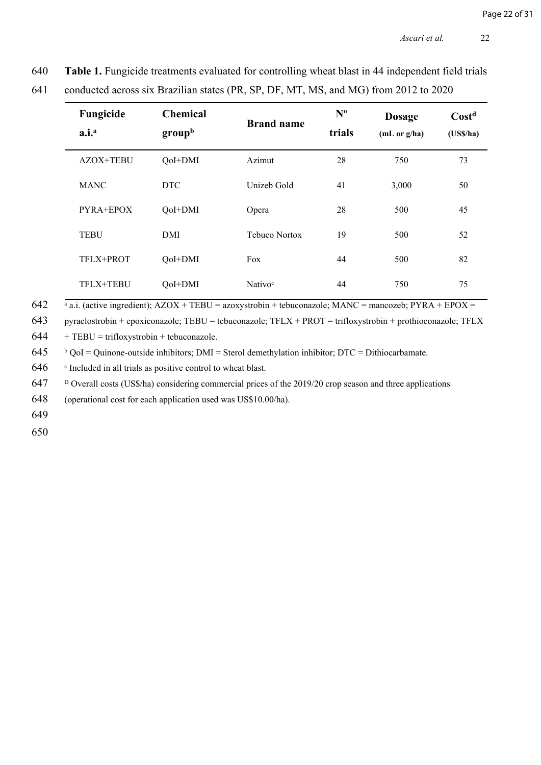**Table 1.** Fungicide treatments evaluated for controlling wheat blast in 44 independent field trials conducted across six Brazilian states (PR, SP, DF, MT, MS, and MG) from 2012 to 2020

| Fungicide a.i.[a] | Chemical group[b] | Brand name | Nº trials | Dosage (mL or g/ha) | Cost[d] (US$/ha) |
|---|---|---|---|---|---|
| AZOX+TEBU | QoI+DMI | Azimut | 28 | 750 | 73 |
| MANC | DTC | Unizeb Gold | 41 | 3,000 | 50 |
| PYRA+EPOX | QoI+DMI | Opera | 28 | 500 | 45 |
| TEBU | DMI | Tebuco Nortox | 19 | 500 | 52 |
| TFLX+PROT | QoI+DMI | Fox | 44 | 500 | 82 |
| TFLX+TEBU | QoI+DMI | Nativo[c] | 44 | 750 | 75 |

[a] a.i. (active ingredient); AZOX + TEBU = azoxystrobin + tebuconazole; MANC = mancozeb; PYRA + EPOX = pyraclostrobin + epoxiconazole; TEBU = tebuconazole; TFLX + PROT = trifloxystrobin + prothioconazole; TFLX + TEBU = trifloxystrobin + tebuconazole.

[b] QoI = Quinone-outside inhibitors; DMI = Sterol demethylation inhibitor; DTC = Dithiocarbamate.

[c] Included in all trials as positive control to wheat blast.

[D] Overall costs (US$/ha) considering commercial prices of the 2019/20 crop season and three applications (operational cost for each application used was US$10.00/ha).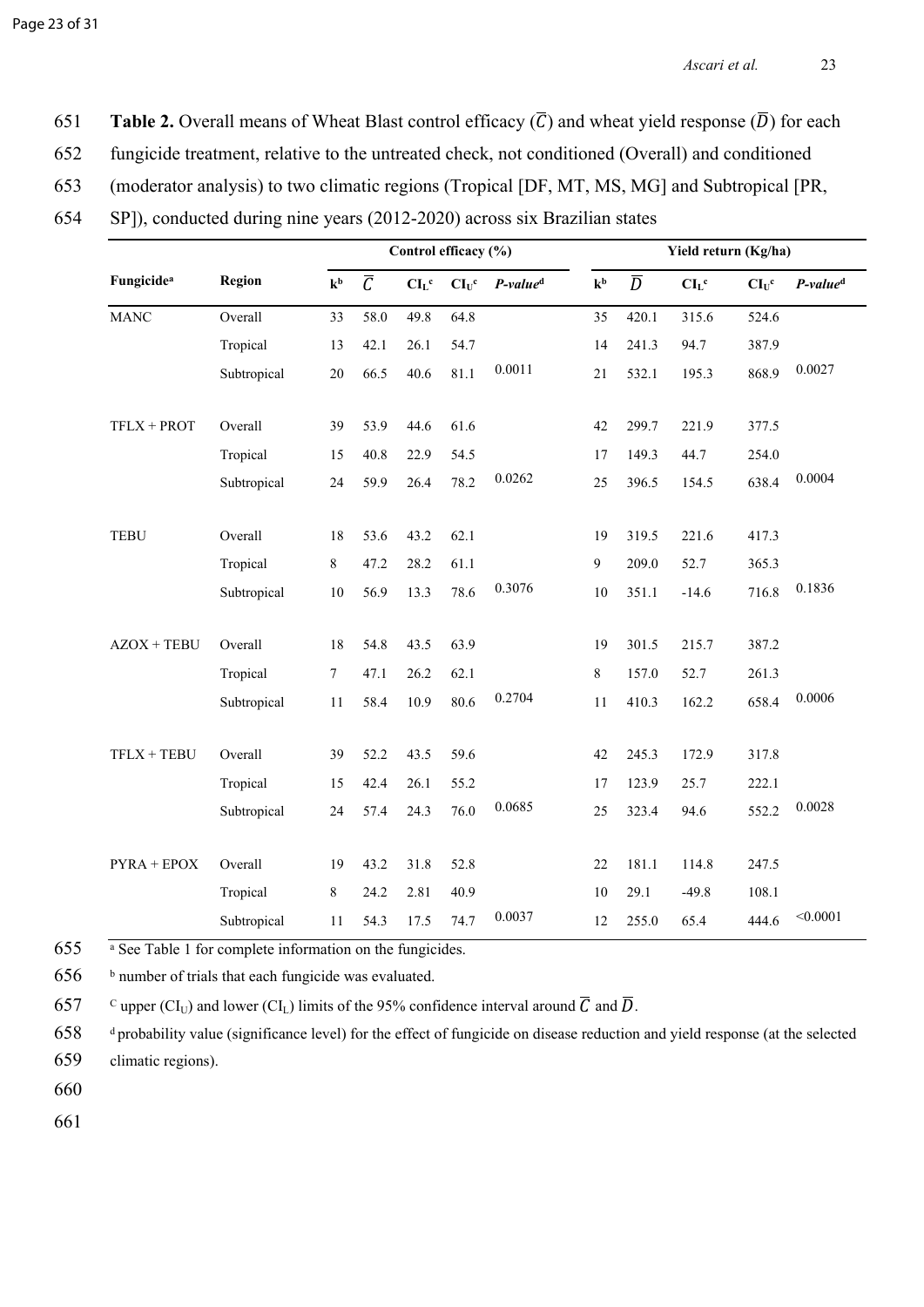**Table 2.** Overall means of Wheat Blast control efficacy ($\overline{C}$) and wheat yield response ($\overline{D}$) for each fungicide treatment, relative to the untreated check, not conditioned (Overall) and conditioned (moderator analysis) to two climatic regions (Tropical [DF, MT, MS, MG] and Subtropical [PR, SP]), conducted during nine years (2012-2020) across six Brazilian states

| | | Control efficacy (%) | | | | | Yield return (Kg/ha) | | | | |
|---|---|---|---|---|---|---|---|---|---|---|---|
| **Fungicide**[a] | **Region** | **k**[b] | $\overline{C}$ | **CI**$_L$[c] | **CI**$_U$[c] | ***P-value***[d] | **k**[b] | $\overline{D}$ | **CI**$_L$[c] | **CI**$_U$[c] | ***P-value***[d] |
| MANC | Overall | 33 | 58.0 | 49.8 | 64.8 | | 35 | 420.1 | 315.6 | 524.6 | |
| | Tropical | 13 | 42.1 | 26.1 | 54.7 | | 14 | 241.3 | 94.7 | 387.9 | |
| | Subtropical | 20 | 66.5 | 40.6 | 81.1 | 0.0011 | 21 | 532.1 | 195.3 | 868.9 | 0.0027 |
| TFLX + PROT | Overall | 39 | 53.9 | 44.6 | 61.6 | | 42 | 299.7 | 221.9 | 377.5 | |
| | Tropical | 15 | 40.8 | 22.9 | 54.5 | | 17 | 149.3 | 44.7 | 254.0 | |
| | Subtropical | 24 | 59.9 | 26.4 | 78.2 | 0.0262 | 25 | 396.5 | 154.5 | 638.4 | 0.0004 |
| TEBU | Overall | 18 | 53.6 | 43.2 | 62.1 | | 19 | 319.5 | 221.6 | 417.3 | |
| | Tropical | 8 | 47.2 | 28.2 | 61.1 | | 9 | 209.0 | 52.7 | 365.3 | |
| | Subtropical | 10 | 56.9 | 13.3 | 78.6 | 0.3076 | 10 | 351.1 | -14.6 | 716.8 | 0.1836 |
| AZOX + TEBU | Overall | 18 | 54.8 | 43.5 | 63.9 | | 19 | 301.5 | 215.7 | 387.2 | |
| | Tropical | 7 | 47.1 | 26.2 | 62.1 | | 8 | 157.0 | 52.7 | 261.3 | |
| | Subtropical | 11 | 58.4 | 10.9 | 80.6 | 0.2704 | 11 | 410.3 | 162.2 | 658.4 | 0.0006 |
| TFLX + TEBU | Overall | 39 | 52.2 | 43.5 | 59.6 | | 42 | 245.3 | 172.9 | 317.8 | |
| | Tropical | 15 | 42.4 | 26.1 | 55.2 | | 17 | 123.9 | 25.7 | 222.1 | |
| | Subtropical | 24 | 57.4 | 24.3 | 76.0 | 0.0685 | 25 | 323.4 | 94.6 | 552.2 | 0.0028 |
| PYRA + EPOX | Overall | 19 | 43.2 | 31.8 | 52.8 | | 22 | 181.1 | 114.8 | 247.5 | |
| | Tropical | 8 | 24.2 | 2.81 | 40.9 | | 10 | 29.1 | -49.8 | 108.1 | |
| | Subtropical | 11 | 54.3 | 17.5 | 74.7 | 0.0037 | 12 | 255.0 | 65.4 | 444.6 | <0.0001 |

[a] See Table 1 for complete information on the fungicides.

[b] number of trials that each fungicide was evaluated.

[c] upper (CI$_U$) and lower (CI$_L$) limits of the 95% confidence interval around $\overline{C}$ and $\overline{D}$.

[d] probability value (significance level) for the effect of fungicide on disease reduction and yield response (at the selected climatic regions).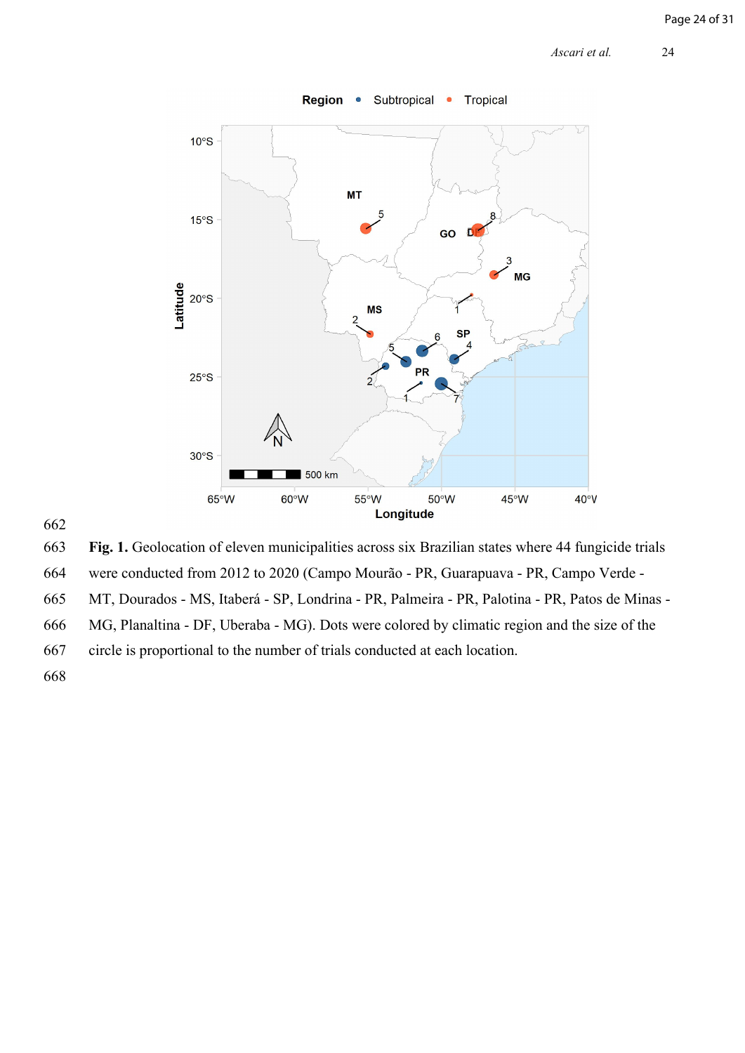**Fig. 1.** Geolocation of eleven municipalities across six Brazilian states where 44 fungicide trials were conducted from 2012 to 2020 (Campo Mourão - PR, Guarapuava - PR, Campo Verde - MT, Dourados - MS, Itaberá - SP, Londrina - PR, Palmeira - PR, Palotina - PR, Patos de Minas - MG, Planaltina - DF, Uberaba - MG). Dots were colored by climatic region and the size of the circle is proportional to the number of trials conducted at each location.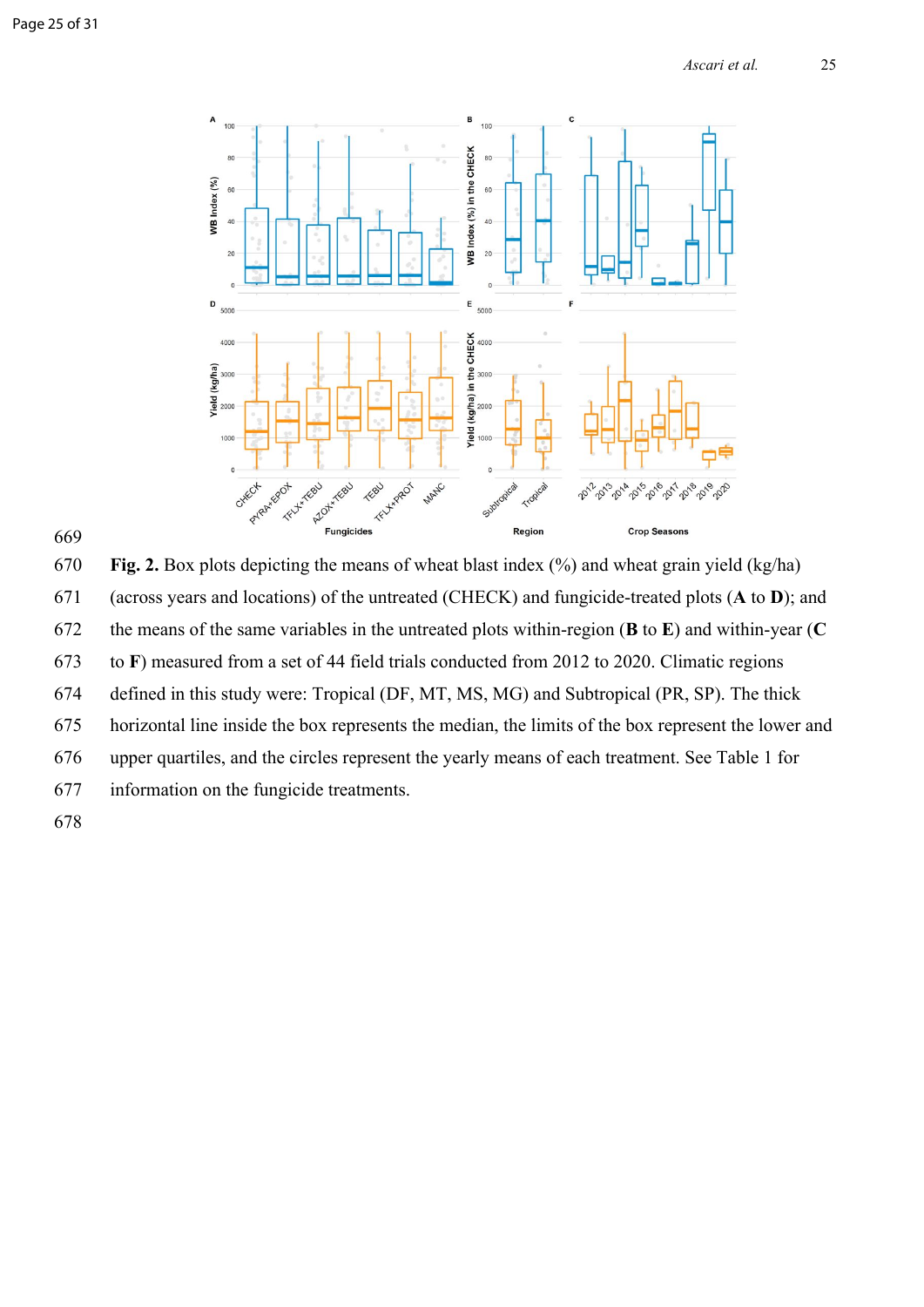669

670 **Fig. 2.** Box plots depicting the means of wheat blast index (%) and wheat grain yield (kg/ha)
671 (across years and locations) of the untreated (CHECK) and fungicide-treated plots (**A** to **D**); and
672 the means of the same variables in the untreated plots within-region (**B** to **E**) and within-year (**C**
673 to **F**) measured from a set of 44 field trials conducted from 2012 to 2020. Climatic regions
674 defined in this study were: Tropical (DF, MT, MS, MG) and Subtropical (PR, SP). The thick
675 horizontal line inside the box represents the median, the limits of the box represent the lower and
676 upper quartiles, and the circles represent the yearly means of each treatment. See Table 1 for
677 information on the fungicide treatments.

678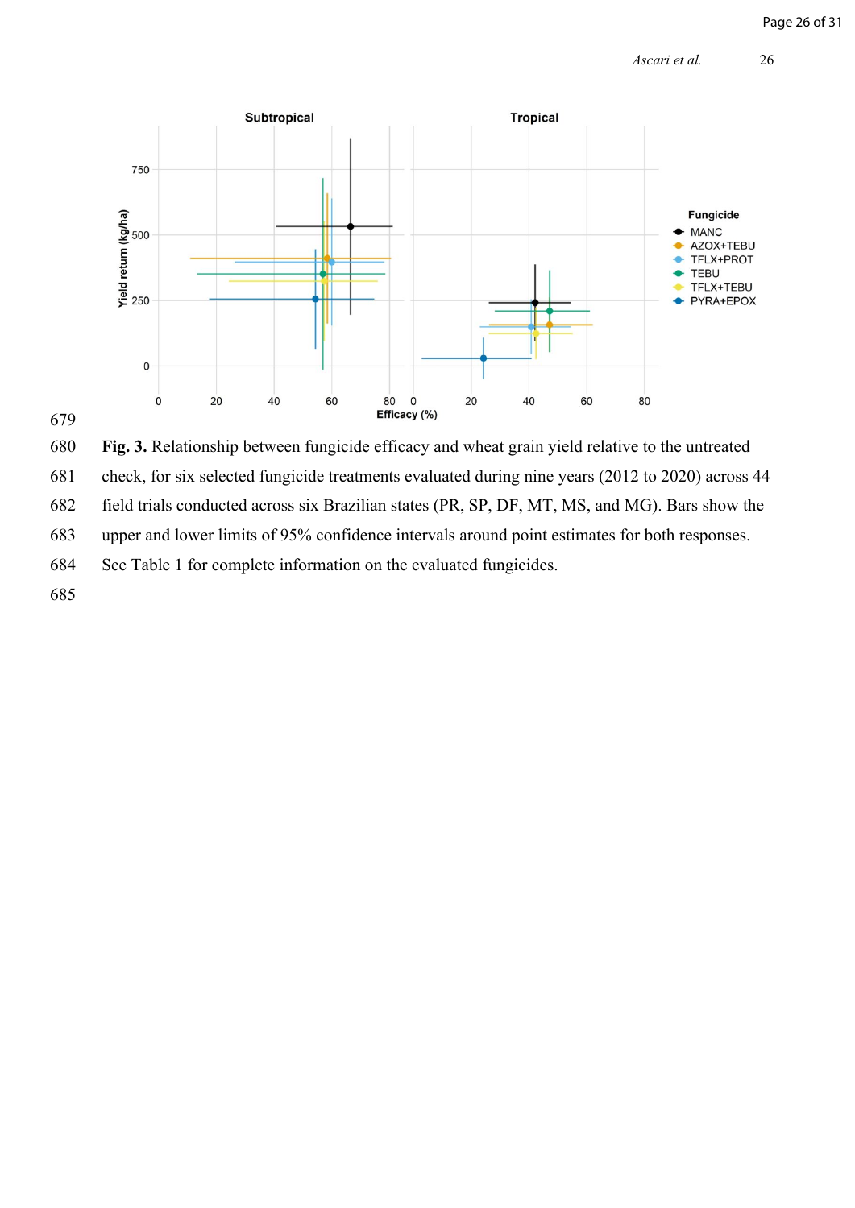**Fig. 3.** Relationship between fungicide efficacy and wheat grain yield relative to the untreated check, for six selected fungicide treatments evaluated during nine years (2012 to 2020) across 44 field trials conducted across six Brazilian states (PR, SP, DF, MT, MS, and MG). Bars show the upper and lower limits of 95% confidence intervals around point estimates for both responses. See Table 1 for complete information on the evaluated fungicides.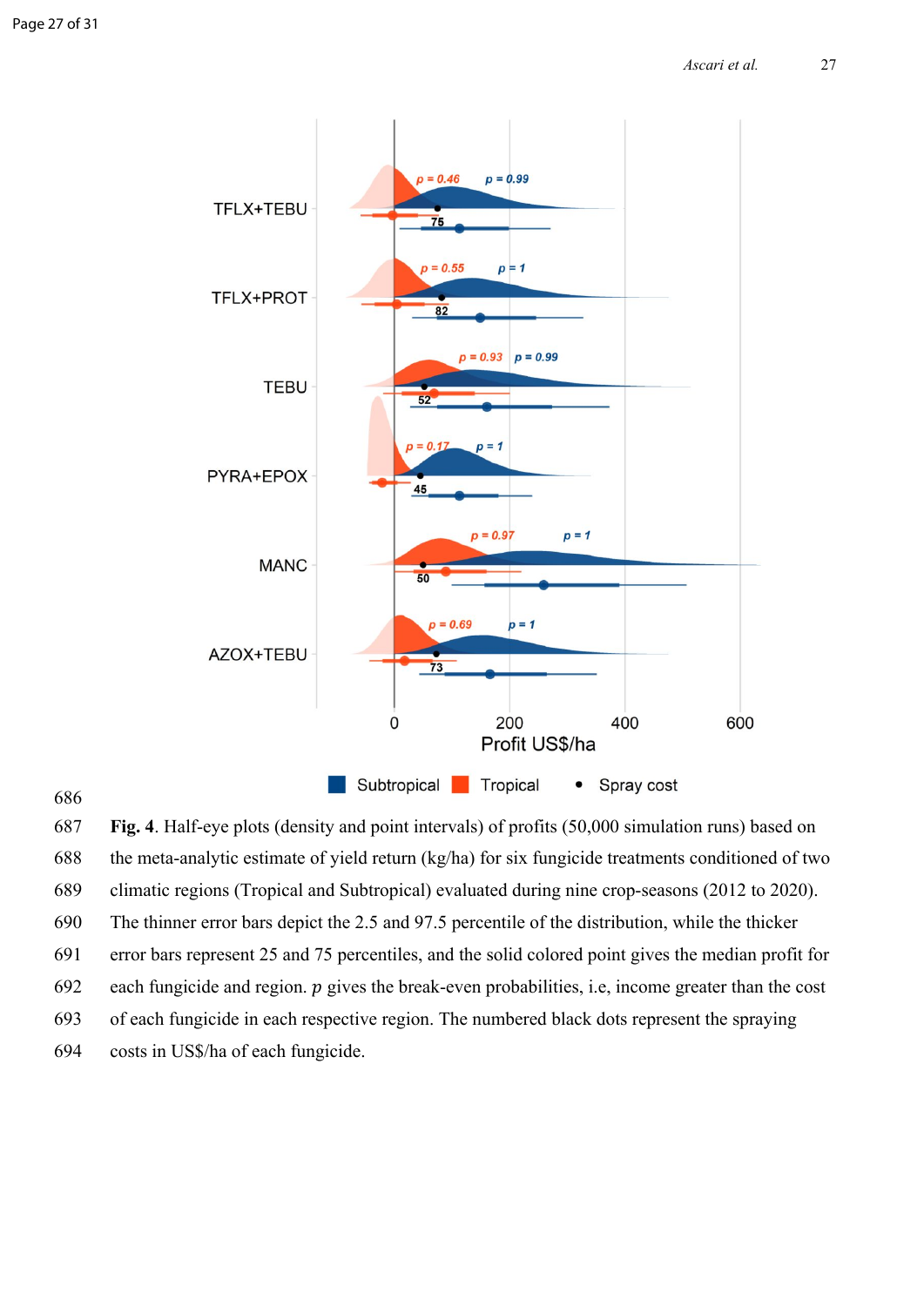686

687 **Fig. 4**. Half-eye plots (density and point intervals) of profits (50,000 simulation runs) based on

688 the meta-analytic estimate of yield return (kg/ha) for six fungicide treatments conditioned of two

689 climatic regions (Tropical and Subtropical) evaluated during nine crop-seasons (2012 to 2020).

690 The thinner error bars depict the 2.5 and 97.5 percentile of the distribution, while the thicker

691 error bars represent 25 and 75 percentiles, and the solid colored point gives the median profit for

692 each fungicide and region. *p* gives the break-even probabilities, i.e, income greater than the cost

693 of each fungicide in each respective region. The numbered black dots represent the spraying

694 costs in US$/ha of each fungicide.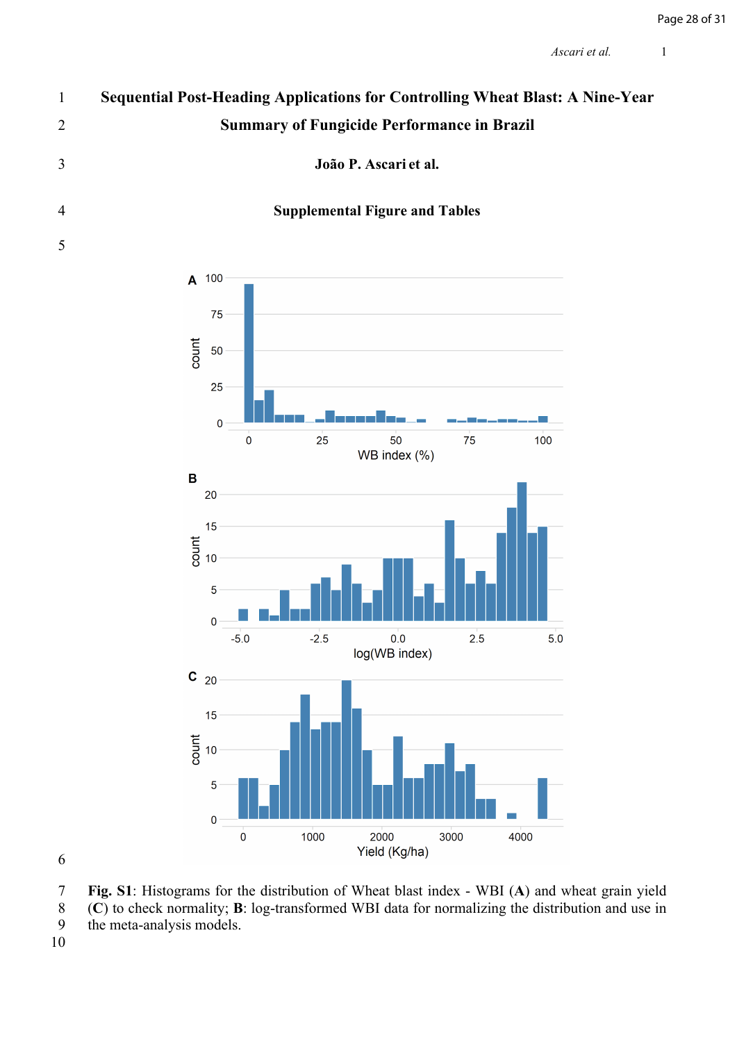# Sequential Post-Heading Applications for Controlling Wheat Blast: A Nine-Year Summary of Fungicide Performance in Brazil

**João P. Ascari et al.**

**Supplemental Figure and Tables**

**Fig. S1**: Histograms for the distribution of Wheat blast index - WBI (**A**) and wheat grain yield (**C**) to check normality; **B**: log-transformed WBI data for normalizing the distribution and use in the meta-analysis models.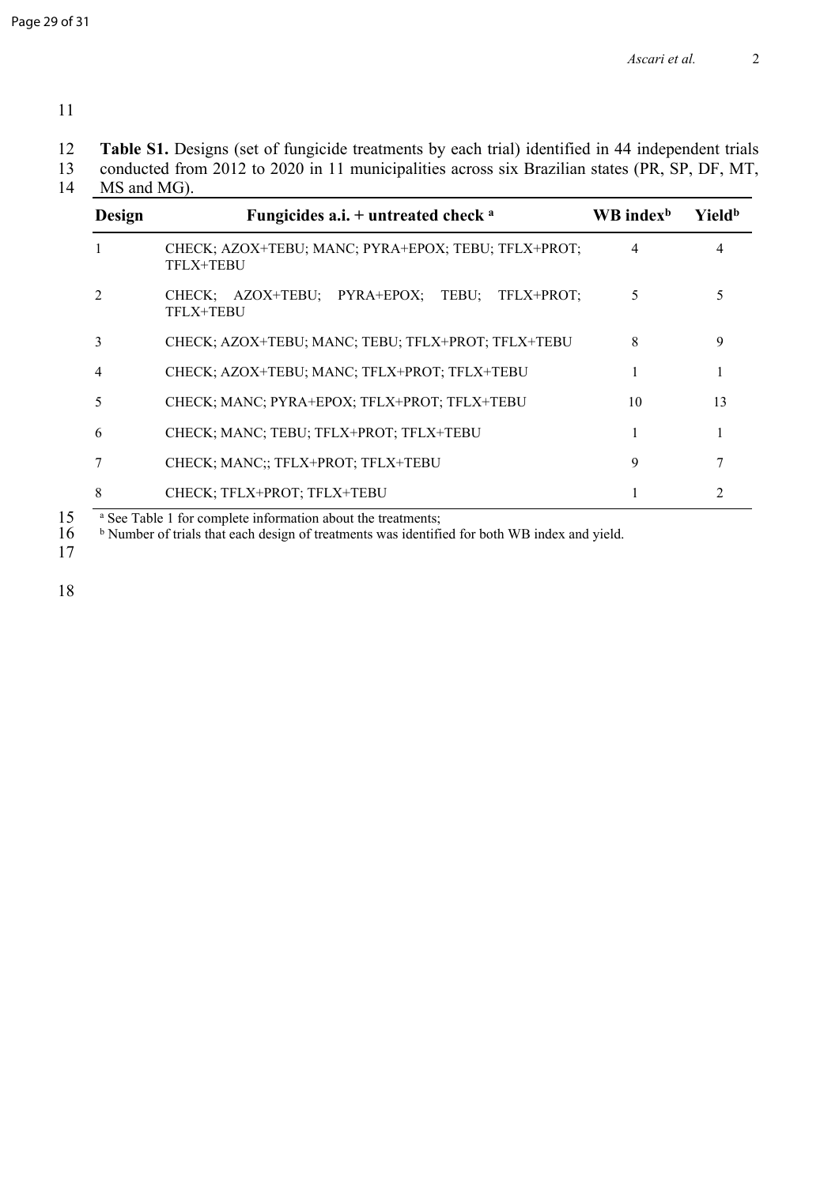**Table S1.** Designs (set of fungicide treatments by each trial) identified in 44 independent trials conducted from 2012 to 2020 in 11 municipalities across six Brazilian states (PR, SP, DF, MT, MS and MG).

| Design | Fungicides a.i. + untreated check [a] | WB index[b] | Yield[b] |
|---|---|---|---|
| 1 | CHECK; AZOX+TEBU; MANC; PYRA+EPOX; TEBU; TFLX+PROT; TFLX+TEBU | 4 | 4 |
| 2 | CHECK; AZOX+TEBU; PYRA+EPOX; TEBU; TFLX+PROT; TFLX+TEBU | 5 | 5 |
| 3 | CHECK; AZOX+TEBU; MANC; TEBU; TFLX+PROT; TFLX+TEBU | 8 | 9 |
| 4 | CHECK; AZOX+TEBU; MANC; TFLX+PROT; TFLX+TEBU | 1 | 1 |
| 5 | CHECK; MANC; PYRA+EPOX; TFLX+PROT; TFLX+TEBU | 10 | 13 |
| 6 | CHECK; MANC; TEBU; TFLX+PROT; TFLX+TEBU | 1 | 1 |
| 7 | CHECK; MANC;; TFLX+PROT; TFLX+TEBU | 9 | 7 |
| 8 | CHECK; TFLX+PROT; TFLX+TEBU | 1 | 2 |

[a] See Table 1 for complete information about the treatments;

[b] Number of trials that each design of treatments was identified for both WB index and yield.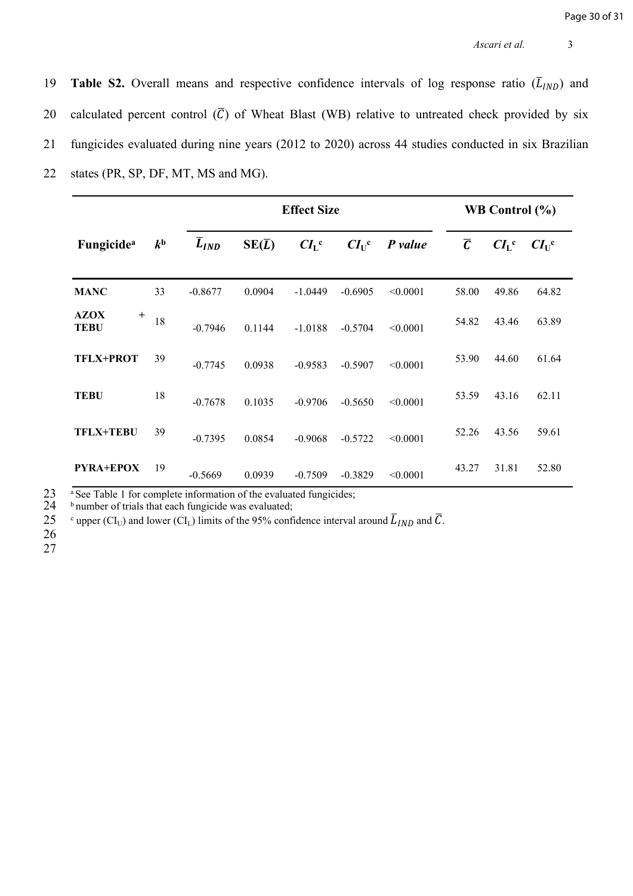**Table S2.** Overall means and respective confidence intervals of log response ratio ($\overline{L}_{IND}$) and calculated percent control ($\overline{C}$) of Wheat Blast (WB) relative to untreated check provided by six fungicides evaluated during nine years (2012 to 2020) across 44 studies conducted in six Brazilian states (PR, SP, DF, MT, MS and MG).

| | | Effect Size | | | | | WB Control (%) | | |
|---|---|---|---|---|---|---|---|---|---|
| **Fungicide**[a] | ***k***[b] | $\overline{L}_{IND}$ | **SE($\overline{L}$)** | $CI_L$[c] | $CI_U$[c] | ***P value*** | $\overline{C}$ | $CI_L$[c] | $CI_U$[c] |
| **MANC** | 33 | -0.8677 | 0.0904 | -1.0449 | -0.6905 | <0.0001 | 58.00 | 49.86 | 64.82 |
| **AZOX + TEBU** | 18 | -0.7946 | 0.1144 | -1.0188 | -0.5704 | <0.0001 | 54.82 | 43.46 | 63.89 |
| **TFLX+PROT** | 39 | -0.7745 | 0.0938 | -0.9583 | -0.5907 | <0.0001 | 53.90 | 44.60 | 61.64 |
| **TEBU** | 18 | -0.7678 | 0.1035 | -0.9706 | -0.5650 | <0.0001 | 53.59 | 43.16 | 62.11 |
| **TFLX+TEBU** | 39 | -0.7395 | 0.0854 | -0.9068 | -0.5722 | <0.0001 | 52.26 | 43.56 | 59.61 |
| **PYRA+EPOX** | 19 | -0.5669 | 0.0939 | -0.7509 | -0.3829 | <0.0001 | 43.27 | 31.81 | 52.80 |

[a] See Table 1 for complete information of the evaluated fungicides;
[b] number of trials that each fungicide was evaluated;
[c] upper ($CI_U$) and lower ($CI_L$) limits of the 95% confidence interval around $\overline{L}_{IND}$ and $\overline{C}$.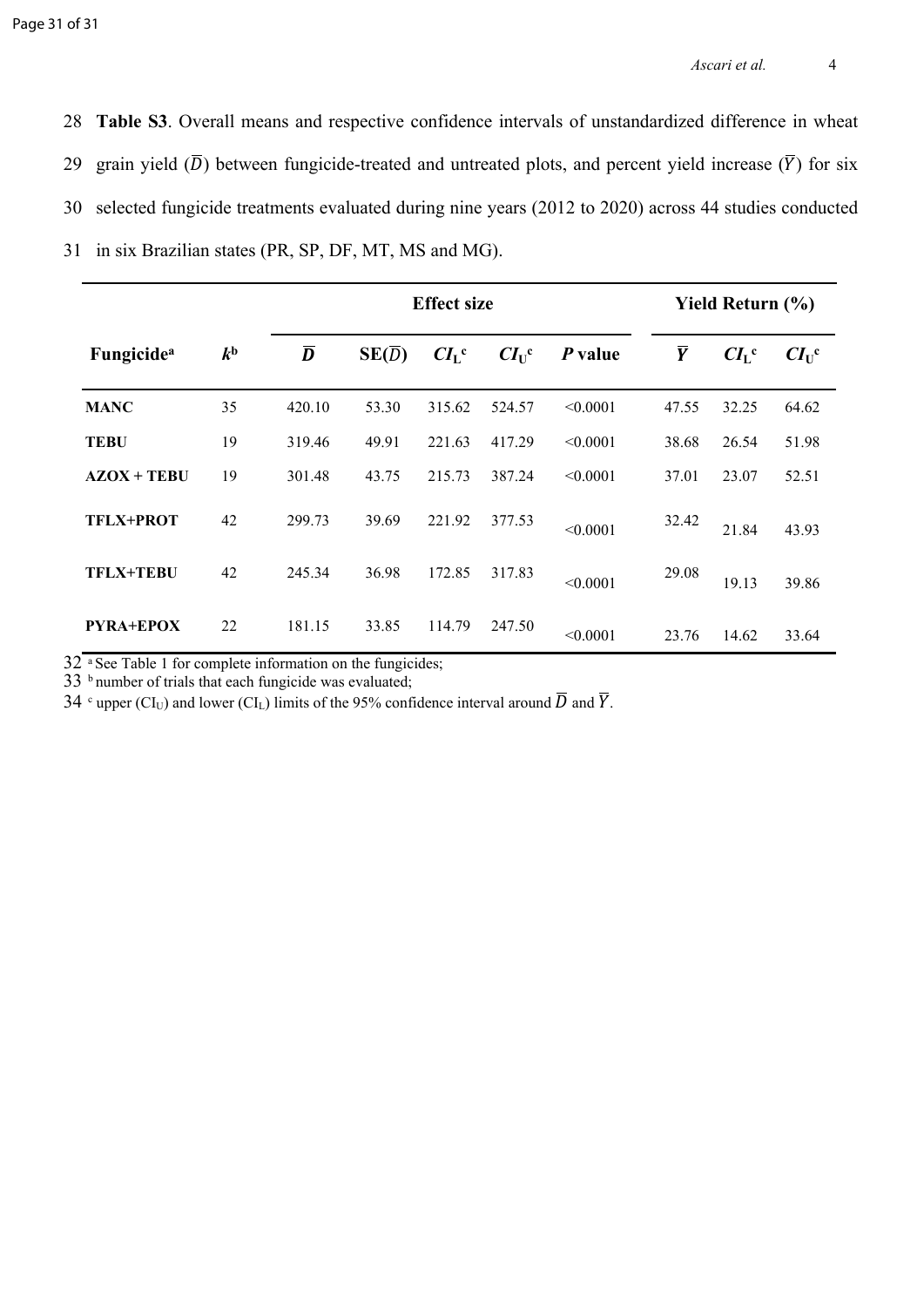**Table S3**. Overall means and respective confidence intervals of unstandardized difference in wheat grain yield ($\overline{D}$) between fungicide-treated and untreated plots, and percent yield increase ($\overline{Y}$) for six selected fungicide treatments evaluated during nine years (2012 to 2020) across 44 studies conducted in six Brazilian states (PR, SP, DF, MT, MS and MG).

| | | Effect size | | | | | Yield Return (%) | | |
|---|---|---|---|---|---|---|---|---|---|
| **Fungicide**[a] | $k$[b] | $\overline{D}$ | SE($\overline{D}$) | $CI_L$[c] | $CI_U$[c] | *P* value | $\overline{Y}$ | $CI_L$[c] | $CI_U$[c] |
| **MANC** | 35 | 420.10 | 53.30 | 315.62 | 524.57 | <0.0001 | 47.55 | 32.25 | 64.62 |
| **TEBU** | 19 | 319.46 | 49.91 | 221.63 | 417.29 | <0.0001 | 38.68 | 26.54 | 51.98 |
| **AZOX + TEBU** | 19 | 301.48 | 43.75 | 215.73 | 387.24 | <0.0001 | 37.01 | 23.07 | 52.51 |
| **TFLX+PROT** | 42 | 299.73 | 39.69 | 221.92 | 377.53 | <0.0001 | 32.42 | 21.84 | 43.93 |
| **TFLX+TEBU** | 42 | 245.34 | 36.98 | 172.85 | 317.83 | <0.0001 | 29.08 | 19.13 | 39.86 |
| **PYRA+EPOX** | 22 | 181.15 | 33.85 | 114.79 | 247.50 | <0.0001 | 23.76 | 14.62 | 33.64 |

[a] See Table 1 for complete information on the fungicides;
[b] number of trials that each fungicide was evaluated;
[c] upper ($CI_U$) and lower ($CI_L$) limits of the 95% confidence interval around $\overline{D}$ and $\overline{Y}$.